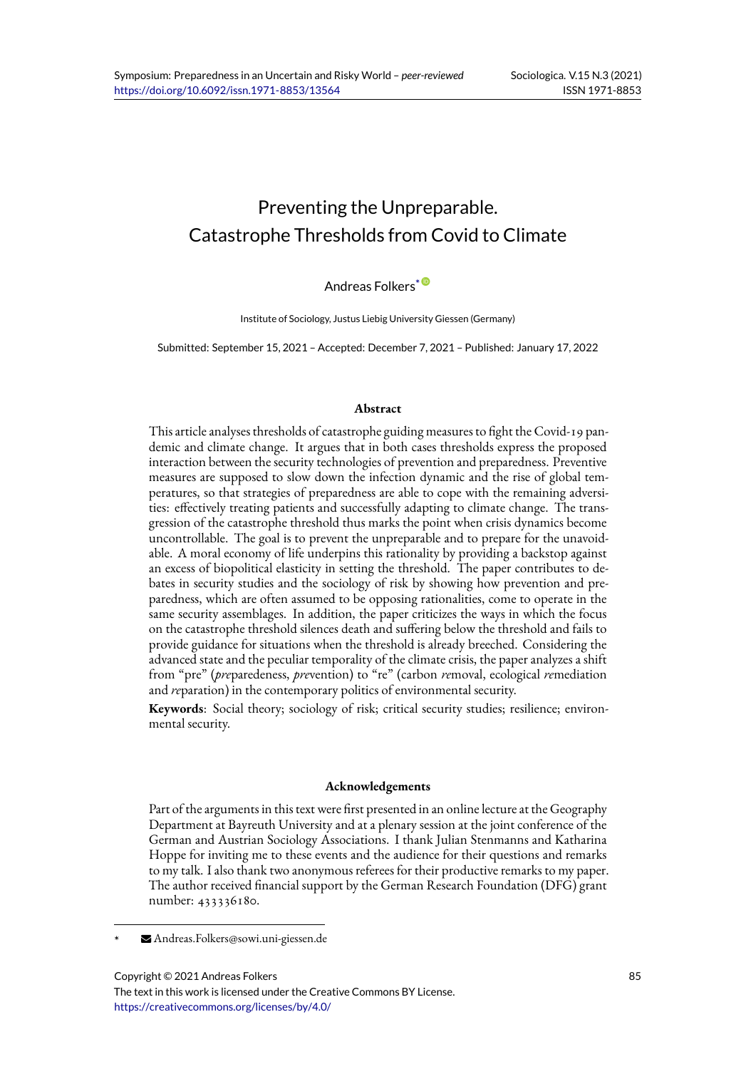# Preventing the Unpreparable. Catastrophe Thresholds from Covid to Climate

Andreas Folkers*

Institute of Sociology, Justus Liebig University Giessen (Germany)

Submitted: September 15, 2021 – Accepted: December 7, 2021 – Published: January 17, 2022

## Abstract

This article analyses thresholds of catastrophe guiding measures to fight the Covid-19 pandemic and climate change. It argues that in both cases thresholds express the proposed interaction between the security technologies of prevention and preparedness. Preventive measures are supposed to slow down the infection dynamic and the rise of global temperatures, so that strategies of preparedness are able to cope with the remaining adversities: effectively treating patients and successfully adapting to climate change. The transgression of the catastrophe threshold thus marks the point when crisis dynamics become uncontrollable. The goal is to prevent the unpreparable and to prepare for the unavoidable. A moral economy of life underpins this rationality by providing a backstop against an excess of biopolitical elasticity in setting the threshold. The paper contributes to debates in security studies and the sociology of risk by showing how prevention and preparedness, which are often assumed to be opposing rationalities, come to operate in the same security assemblages. In addition, the paper criticizes the ways in which the focus on the catastrophe threshold silences death and suffering below the threshold and fails to provide guidance for situations when the threshold is already breeched. Considering the advanced state and the peculiar temporality of the climate crisis, the paper analyzes a shift from "pre" (*pre*paredeness, *pre*vention) to "re" (carbon *re*moval, ecological *re*mediation and *re*paration) in the contemporary politics of environmental security.

**Keywords**: Social theory; sociology of risk; critical security studies; resilience; environmental security.

## Acknowledgements

Part of the arguments in this text were first presented in an online lecture at the Geography Department at Bayreuth University and at a plenary session at the joint conference of the German and Austrian Sociology Associations. I thank Julian Stenmanns and Katharina Hoppe for inviting me to these events and the audience for their questions and remarks to my talk. I also thank two anonymous referees for their productive remarks to my paper. The author received financial support by the German Research Foundation (DFG) grant number: 433336180.

* Andreas.Folkers@sowi.uni-giessen.de

Copyright © 2021 Andreas Folkers
The text in this work is licensed under the Creative Commons BY License.
https://creativecommons.org/licenses/by/4.0/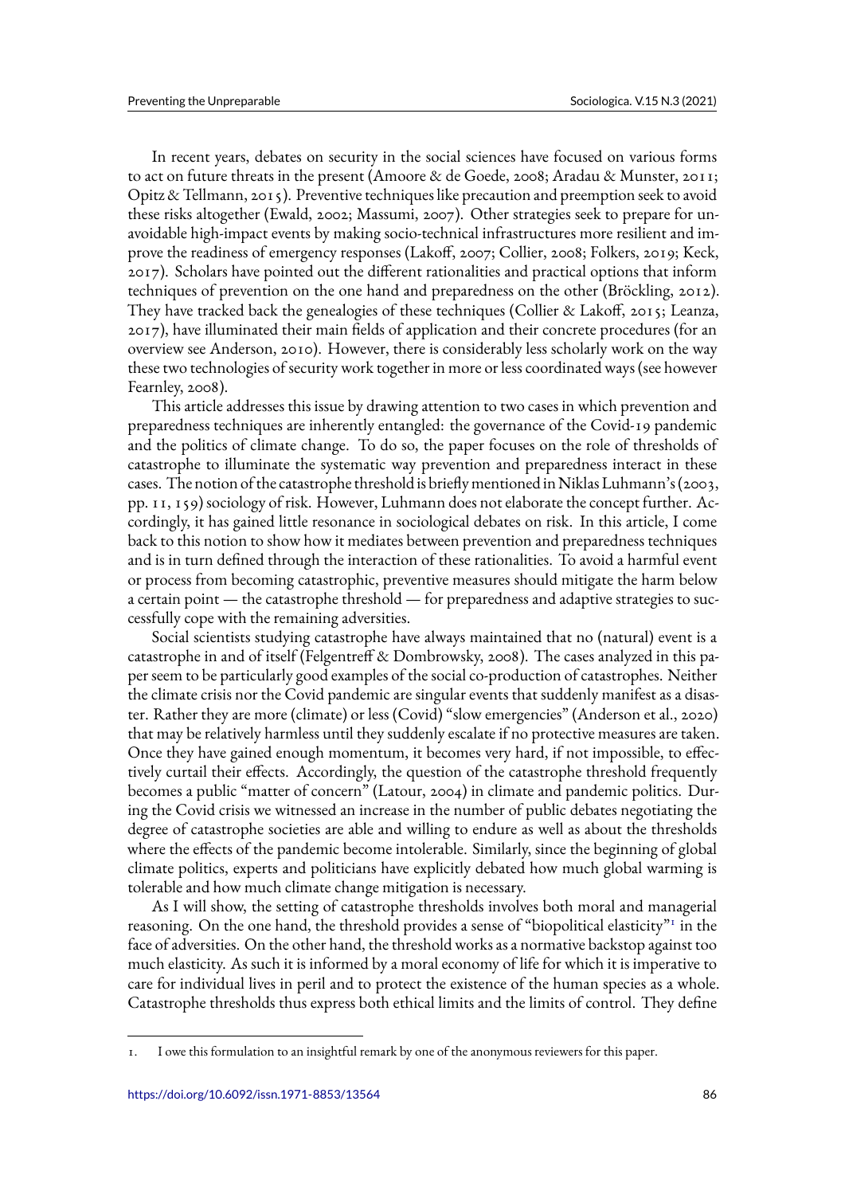In recent years, debates on security in the social sciences have focused on various forms to act on future threats in the present (Amoore & de Goede, 2008; Aradau & Munster, 2011; Opitz & Tellmann, 2015). Preventive techniques like precaution and preemption seek to avoid these risks altogether (Ewald, 2002; Massumi, 2007). Other strategies seek to prepare for unavoidable high-impact events by making socio-technical infrastructures more resilient and improve the readiness of emergency responses (Lakoff, 2007; Collier, 2008; Folkers, 2019; Keck, 2017). Scholars have pointed out the different rationalities and practical options that inform techniques of prevention on the one hand and preparedness on the other (Bröckling, 2012). They have tracked back the genealogies of these techniques (Collier & Lakoff, 2015; Leanza, 2017), have illuminated their main fields of application and their concrete procedures (for an overview see Anderson, 2010). However, there is considerably less scholarly work on the way these two technologies of security work together in more or less coordinated ways (see however Fearnley, 2008).

This article addresses this issue by drawing attention to two cases in which prevention and preparedness techniques are inherently entangled: the governance of the Covid-19 pandemic and the politics of climate change. To do so, the paper focuses on the role of thresholds of catastrophe to illuminate the systematic way prevention and preparedness interact in these cases. The notion of the catastrophe threshold is briefly mentioned in Niklas Luhmann's (2003, pp. 11, 159) sociology of risk. However, Luhmann does not elaborate the concept further. Accordingly, it has gained little resonance in sociological debates on risk. In this article, I come back to this notion to show how it mediates between prevention and preparedness techniques and is in turn defined through the interaction of these rationalities. To avoid a harmful event or process from becoming catastrophic, preventive measures should mitigate the harm below a certain point — the catastrophe threshold — for preparedness and adaptive strategies to successfully cope with the remaining adversities.

Social scientists studying catastrophe have always maintained that no (natural) event is a catastrophe in and of itself (Felgentreff & Dombrowsky, 2008). The cases analyzed in this paper seem to be particularly good examples of the social co-production of catastrophes. Neither the climate crisis nor the Covid pandemic are singular events that suddenly manifest as a disaster. Rather they are more (climate) or less (Covid) "slow emergencies" (Anderson et al., 2020) that may be relatively harmless until they suddenly escalate if no protective measures are taken. Once they have gained enough momentum, it becomes very hard, if not impossible, to effectively curtail their effects. Accordingly, the question of the catastrophe threshold frequently becomes a public "matter of concern" (Latour, 2004) in climate and pandemic politics. During the Covid crisis we witnessed an increase in the number of public debates negotiating the degree of catastrophe societies are able and willing to endure as well as about the thresholds where the effects of the pandemic become intolerable. Similarly, since the beginning of global climate politics, experts and politicians have explicitly debated how much global warming is tolerable and how much climate change mitigation is necessary.

As I will show, the setting of catastrophe thresholds involves both moral and managerial reasoning. On the one hand, the threshold provides a sense of "biopolitical elasticity"[1] in the face of adversities. On the other hand, the threshold works as a normative backstop against too much elasticity. As such it is informed by a moral economy of life for which it is imperative to care for individual lives in peril and to protect the existence of the human species as a whole. Catastrophe thresholds thus express both ethical limits and the limits of control. They define

1. I owe this formulation to an insightful remark by one of the anonymous reviewers for this paper.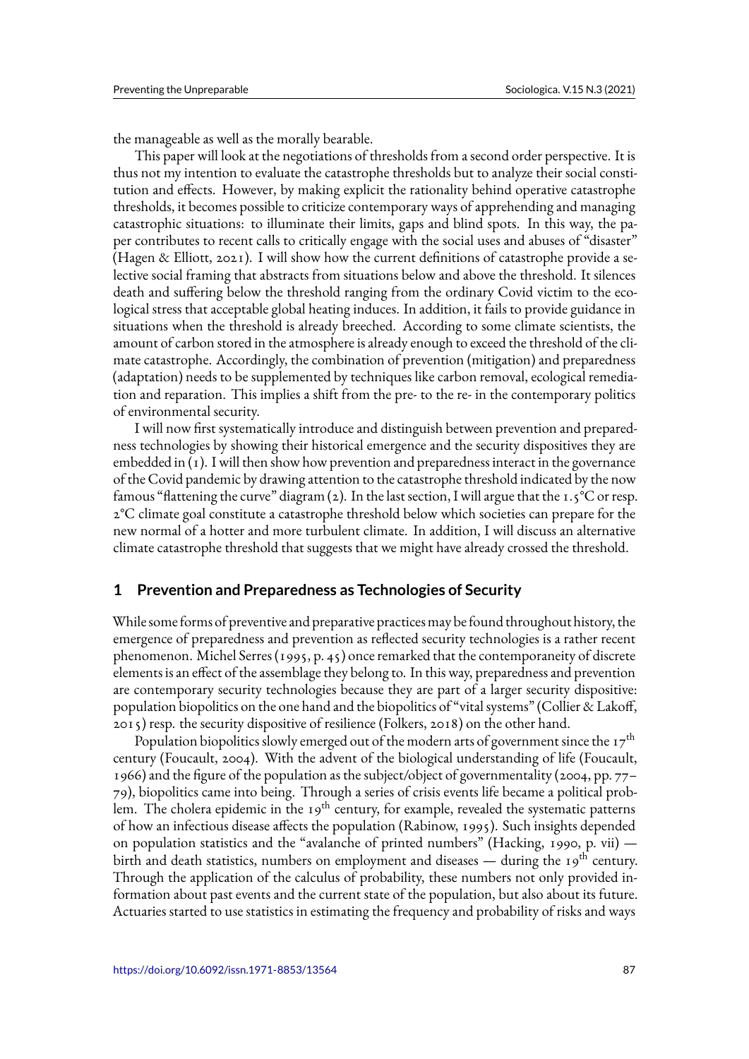the manageable as well as the morally bearable.

This paper will look at the negotiations of thresholds from a second order perspective. It is thus not my intention to evaluate the catastrophe thresholds but to analyze their social constitution and effects. However, by making explicit the rationality behind operative catastrophe thresholds, it becomes possible to criticize contemporary ways of apprehending and managing catastrophic situations: to illuminate their limits, gaps and blind spots. In this way, the paper contributes to recent calls to critically engage with the social uses and abuses of "disaster" (Hagen & Elliott, 2021). I will show how the current definitions of catastrophe provide a selective social framing that abstracts from situations below and above the threshold. It silences death and suffering below the threshold ranging from the ordinary Covid victim to the ecological stress that acceptable global heating induces. In addition, it fails to provide guidance in situations when the threshold is already breeched. According to some climate scientists, the amount of carbon stored in the atmosphere is already enough to exceed the threshold of the climate catastrophe. Accordingly, the combination of prevention (mitigation) and preparedness (adaptation) needs to be supplemented by techniques like carbon removal, ecological remediation and reparation. This implies a shift from the pre- to the re- in the contemporary politics of environmental security.

I will now first systematically introduce and distinguish between prevention and preparedness technologies by showing their historical emergence and the security dispositives they are embedded in (1). I will then show how prevention and preparedness interact in the governance of the Covid pandemic by drawing attention to the catastrophe threshold indicated by the now famous "flattening the curve" diagram (2). In the last section, I will argue that the 1.5°C or resp. 2°C climate goal constitute a catastrophe threshold below which societies can prepare for the new normal of a hotter and more turbulent climate. In addition, I will discuss an alternative climate catastrophe threshold that suggests that we might have already crossed the threshold.

## 1 Prevention and Preparedness as Technologies of Security

While some forms of preventive and preparative practices may be found throughout history, the emergence of preparedness and prevention as reflected security technologies is a rather recent phenomenon. Michel Serres (1995, p. 45) once remarked that the contemporaneity of discrete elements is an effect of the assemblage they belong to. In this way, preparedness and prevention are contemporary security technologies because they are part of a larger security dispositive: population biopolitics on the one hand and the biopolitics of "vital systems" (Collier & Lakoff, 2015) resp. the security dispositive of resilience (Folkers, 2018) on the other hand.

Population biopolitics slowly emerged out of the modern arts of government since the 17th century (Foucault, 2004). With the advent of the biological understanding of life (Foucault, 1966) and the figure of the population as the subject/object of governmentality (2004, pp. 77–79), biopolitics came into being. Through a series of crisis events life became a political problem. The cholera epidemic in the 19th century, for example, revealed the systematic patterns of how an infectious disease affects the population (Rabinow, 1995). Such insights depended on population statistics and the "avalanche of printed numbers" (Hacking, 1990, p. vii) — birth and death statistics, numbers on employment and diseases — during the 19th century. Through the application of the calculus of probability, these numbers not only provided information about past events and the current state of the population, but also about its future. Actuaries started to use statistics in estimating the frequency and probability of risks and ways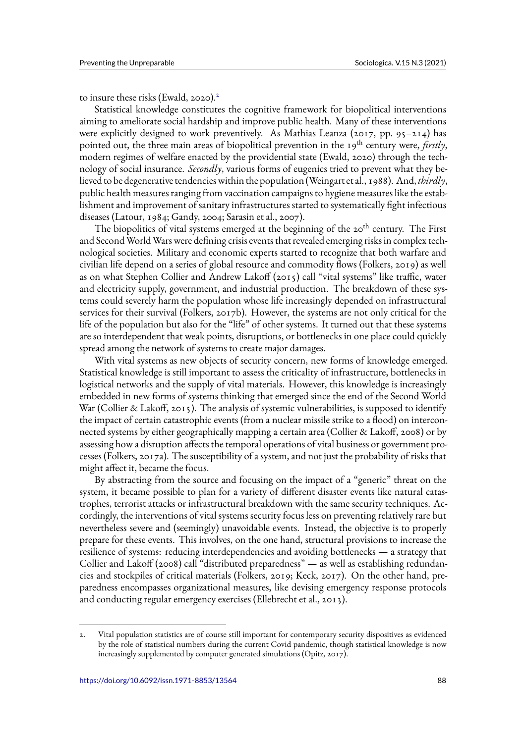to insure these risks (Ewald, 2020).[2]

Statistical knowledge constitutes the cognitive framework for biopolitical interventions aiming to ameliorate social hardship and improve public health. Many of these interventions were explicitly designed to work preventively. As Mathias Leanza (2017, pp. 95–214) has pointed out, the three main areas of biopolitical prevention in the 19th century were, *firstly*, modern regimes of welfare enacted by the providential state (Ewald, 2020) through the technology of social insurance. *Secondly*, various forms of eugenics tried to prevent what they believed to be degenerative tendencies within the population (Weingart et al., 1988). And, *thirdly*, public health measures ranging from vaccination campaigns to hygiene measures like the establishment and improvement of sanitary infrastructures started to systematically fight infectious diseases (Latour, 1984; Gandy, 2004; Sarasin et al., 2007).

The biopolitics of vital systems emerged at the beginning of the 20th century. The First and Second World Wars were defining crisis events that revealed emerging risks in complex technological societies. Military and economic experts started to recognize that both warfare and civilian life depend on a series of global resource and commodity flows (Folkers, 2019) as well as on what Stephen Collier and Andrew Lakoff (2015) call "vital systems" like traffic, water and electricity supply, government, and industrial production. The breakdown of these systems could severely harm the population whose life increasingly depended on infrastructural services for their survival (Folkers, 2017b). However, the systems are not only critical for the life of the population but also for the "life" of other systems. It turned out that these systems are so interdependent that weak points, disruptions, or bottlenecks in one place could quickly spread among the network of systems to create major damages.

With vital systems as new objects of security concern, new forms of knowledge emerged. Statistical knowledge is still important to assess the criticality of infrastructure, bottlenecks in logistical networks and the supply of vital materials. However, this knowledge is increasingly embedded in new forms of systems thinking that emerged since the end of the Second World War (Collier & Lakoff, 2015). The analysis of systemic vulnerabilities, is supposed to identify the impact of certain catastrophic events (from a nuclear missile strike to a flood) on interconnected systems by either geographically mapping a certain area (Collier & Lakoff, 2008) or by assessing how a disruption affects the temporal operations of vital business or government processes (Folkers, 2017a). The susceptibility of a system, and not just the probability of risks that might affect it, became the focus.

By abstracting from the source and focusing on the impact of a "generic" threat on the system, it became possible to plan for a variety of different disaster events like natural catastrophes, terrorist attacks or infrastructural breakdown with the same security techniques. Accordingly, the interventions of vital systems security focus less on preventing relatively rare but nevertheless severe and (seemingly) unavoidable events. Instead, the objective is to properly prepare for these events. This involves, on the one hand, structural provisions to increase the resilience of systems: reducing interdependencies and avoiding bottlenecks — a strategy that Collier and Lakoff (2008) call "distributed preparedness" — as well as establishing redundancies and stockpiles of critical materials (Folkers, 2019; Keck, 2017). On the other hand, preparedness encompasses organizational measures, like devising emergency response protocols and conducting regular emergency exercises (Ellebrecht et al., 2013).

---

2. Vital population statistics are of course still important for contemporary security dispositives as evidenced by the role of statistical numbers during the current Covid pandemic, though statistical knowledge is now increasingly supplemented by computer generated simulations (Opitz, 2017).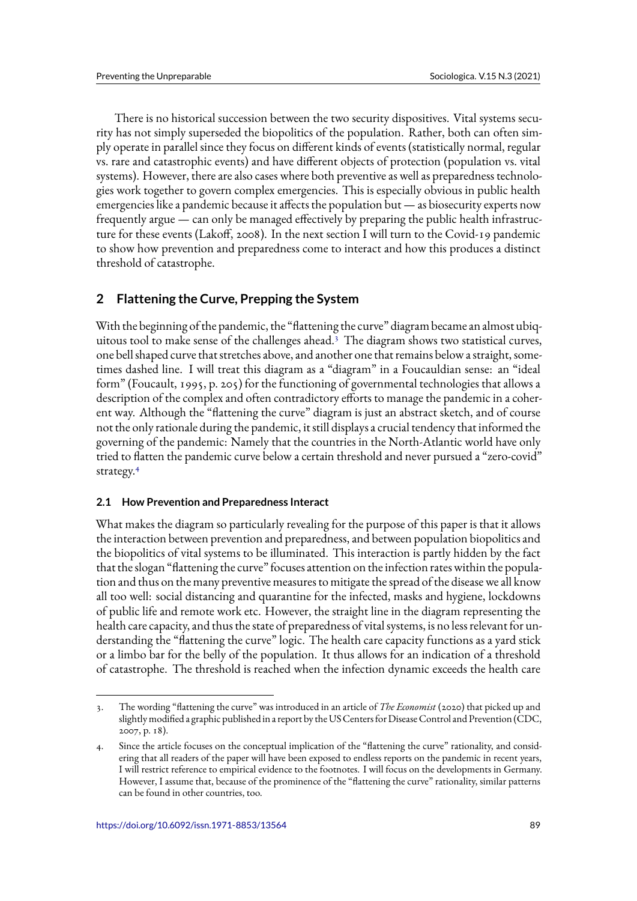There is no historical succession between the two security dispositives. Vital systems security has not simply superseded the biopolitics of the population. Rather, both can often simply operate in parallel since they focus on different kinds of events (statistically normal, regular vs. rare and catastrophic events) and have different objects of protection (population vs. vital systems). However, there are also cases where both preventive as well as preparedness technologies work together to govern complex emergencies. This is especially obvious in public health emergencies like a pandemic because it affects the population but — as biosecurity experts now frequently argue — can only be managed effectively by preparing the public health infrastructure for these events (Lakoff, 2008). In the next section I will turn to the Covid-19 pandemic to show how prevention and preparedness come to interact and how this produces a distinct threshold of catastrophe.

## 2 Flattening the Curve, Prepping the System

With the beginning of the pandemic, the "flattening the curve" diagram became an almost ubiquitous tool to make sense of the challenges ahead.[3] The diagram shows two statistical curves, one bell shaped curve that stretches above, and another one that remains below a straight, sometimes dashed line. I will treat this diagram as a "diagram" in a Foucauldian sense: an "ideal form" (Foucault, 1995, p. 205) for the functioning of governmental technologies that allows a description of the complex and often contradictory efforts to manage the pandemic in a coherent way. Although the "flattening the curve" diagram is just an abstract sketch, and of course not the only rationale during the pandemic, it still displays a crucial tendency that informed the governing of the pandemic: Namely that the countries in the North-Atlantic world have only tried to flatten the pandemic curve below a certain threshold and never pursued a "zero-covid" strategy.[4]

### 2.1 How Prevention and Preparedness Interact

What makes the diagram so particularly revealing for the purpose of this paper is that it allows the interaction between prevention and preparedness, and between population biopolitics and the biopolitics of vital systems to be illuminated. This interaction is partly hidden by the fact that the slogan "flattening the curve" focuses attention on the infection rates within the population and thus on the many preventive measures to mitigate the spread of the disease we all know all too well: social distancing and quarantine for the infected, masks and hygiene, lockdowns of public life and remote work etc. However, the straight line in the diagram representing the health care capacity, and thus the state of preparedness of vital systems, is no less relevant for understanding the "flattening the curve" logic. The health care capacity functions as a yard stick or a limbo bar for the belly of the population. It thus allows for an indication of a threshold of catastrophe. The threshold is reached when the infection dynamic exceeds the health care

3. The wording "flattening the curve" was introduced in an article of *The Economist* (2020) that picked up and slightly modified a graphic published in a report by the US Centers for Disease Control and Prevention (CDC, 2007, p. 18).

4. Since the article focuses on the conceptual implication of the "flattening the curve" rationality, and considering that all readers of the paper will have been exposed to endless reports on the pandemic in recent years, I will restrict reference to empirical evidence to the footnotes. I will focus on the developments in Germany. However, I assume that, because of the prominence of the "flattening the curve" rationality, similar patterns can be found in other countries, too.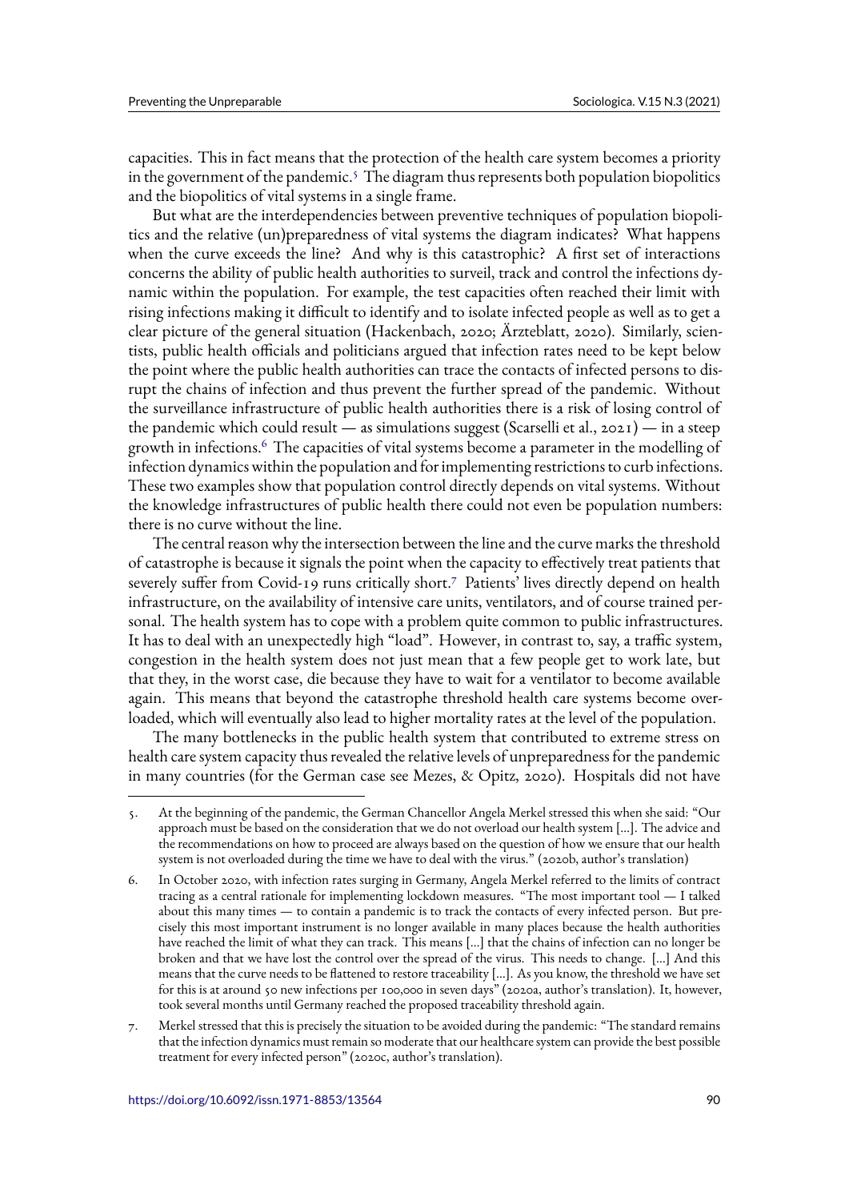capacities. This in fact means that the protection of the health care system becomes a priority in the government of the pandemic.[5] The diagram thus represents both population biopolitics and the biopolitics of vital systems in a single frame.

But what are the interdependencies between preventive techniques of population biopolitics and the relative (un)preparedness of vital systems the diagram indicates? What happens when the curve exceeds the line? And why is this catastrophic? A first set of interactions concerns the ability of public health authorities to surveil, track and control the infections dynamic within the population. For example, the test capacities often reached their limit with rising infections making it difficult to identify and to isolate infected people as well as to get a clear picture of the general situation (Hackenbach, 2020; Ärzteblatt, 2020). Similarly, scientists, public health officials and politicians argued that infection rates need to be kept below the point where the public health authorities can trace the contacts of infected persons to disrupt the chains of infection and thus prevent the further spread of the pandemic. Without the surveillance infrastructure of public health authorities there is a risk of losing control of the pandemic which could result — as simulations suggest (Scarselli et al., 2021) — in a steep growth in infections.[6] The capacities of vital systems become a parameter in the modelling of infection dynamics within the population and for implementing restrictions to curb infections. These two examples show that population control directly depends on vital systems. Without the knowledge infrastructures of public health there could not even be population numbers: there is no curve without the line.

The central reason why the intersection between the line and the curve marks the threshold of catastrophe is because it signals the point when the capacity to effectively treat patients that severely suffer from Covid-19 runs critically short.[7] Patients' lives directly depend on health infrastructure, on the availability of intensive care units, ventilators, and of course trained personal. The health system has to cope with a problem quite common to public infrastructures. It has to deal with an unexpectedly high "load". However, in contrast to, say, a traffic system, congestion in the health system does not just mean that a few people get to work late, but that they, in the worst case, die because they have to wait for a ventilator to become available again. This means that beyond the catastrophe threshold health care systems become overloaded, which will eventually also lead to higher mortality rates at the level of the population.

The many bottlenecks in the public health system that contributed to extreme stress on health care system capacity thus revealed the relative levels of unpreparedness for the pandemic in many countries (for the German case see Mezes, & Opitz, 2020). Hospitals did not have

---

5. At the beginning of the pandemic, the German Chancellor Angela Merkel stressed this when she said: "Our approach must be based on the consideration that we do not overload our health system […]. The advice and the recommendations on how to proceed are always based on the question of how we ensure that our health system is not overloaded during the time we have to deal with the virus." (2020b, author's translation)

6. In October 2020, with infection rates surging in Germany, Angela Merkel referred to the limits of contract tracing as a central rationale for implementing lockdown measures. "The most important tool — I talked about this many times — to contain a pandemic is to track the contacts of every infected person. But precisely this most important instrument is no longer available in many places because the health authorities have reached the limit of what they can track. This means […] that the chains of infection can no longer be broken and that we have lost the control over the spread of the virus. This needs to change. […] And this means that the curve needs to be flattened to restore traceability […]. As you know, the threshold we have set for this is at around 50 new infections per 100,000 in seven days" (2020a, author's translation). It, however, took several months until Germany reached the proposed traceability threshold again.

7. Merkel stressed that this is precisely the situation to be avoided during the pandemic: "The standard remains that the infection dynamics must remain so moderate that our healthcare system can provide the best possible treatment for every infected person" (2020c, author's translation).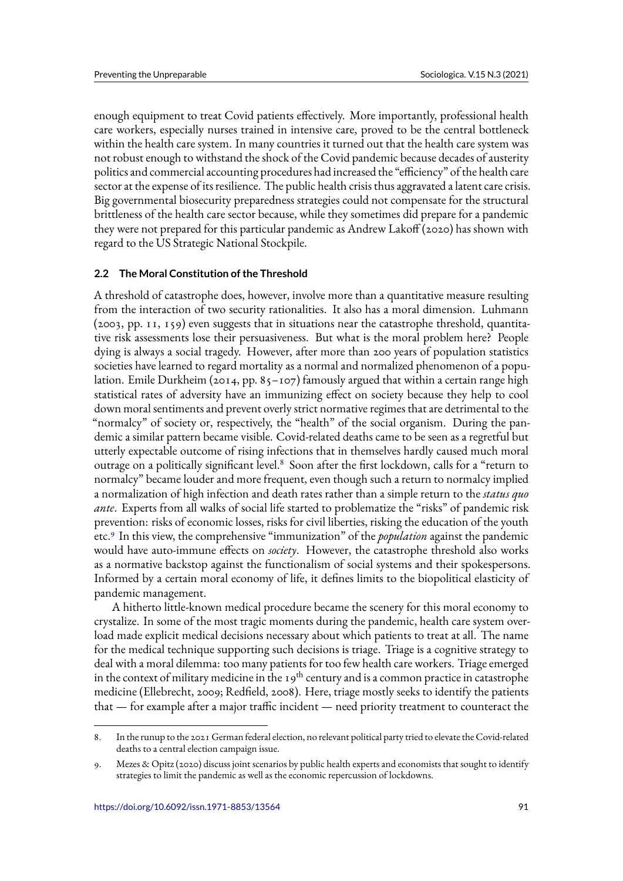enough equipment to treat Covid patients effectively. More importantly, professional health care workers, especially nurses trained in intensive care, proved to be the central bottleneck within the health care system. In many countries it turned out that the health care system was not robust enough to withstand the shock of the Covid pandemic because decades of austerity politics and commercial accounting procedures had increased the "efficiency" of the health care sector at the expense of its resilience. The public health crisis thus aggravated a latent care crisis. Big governmental biosecurity preparedness strategies could not compensate for the structural brittleness of the health care sector because, while they sometimes did prepare for a pandemic they were not prepared for this particular pandemic as Andrew Lakoff (2020) has shown with regard to the US Strategic National Stockpile.

### 2.2 The Moral Constitution of the Threshold

A threshold of catastrophe does, however, involve more than a quantitative measure resulting from the interaction of two security rationalities. It also has a moral dimension. Luhmann (2003, pp. 11, 159) even suggests that in situations near the catastrophe threshold, quantitative risk assessments lose their persuasiveness. But what is the moral problem here? People dying is always a social tragedy. However, after more than 200 years of population statistics societies have learned to regard mortality as a normal and normalized phenomenon of a population. Emile Durkheim (2014, pp. 85–107) famously argued that within a certain range high statistical rates of adversity have an immunizing effect on society because they help to cool down moral sentiments and prevent overly strict normative regimes that are detrimental to the "normalcy" of society or, respectively, the "health" of the social organism. During the pandemic a similar pattern became visible. Covid-related deaths came to be seen as a regretful but utterly expectable outcome of rising infections that in themselves hardly caused much moral outrage on a politically significant level.[8] Soon after the first lockdown, calls for a "return to normalcy" became louder and more frequent, even though such a return to normalcy implied a normalization of high infection and death rates rather than a simple return to the *status quo ante*. Experts from all walks of social life started to problematize the "risks" of pandemic risk prevention: risks of economic losses, risks for civil liberties, risking the education of the youth etc.[9] In this view, the comprehensive "immunization" of the *population* against the pandemic would have auto-immune effects on *society*. However, the catastrophe threshold also works as a normative backstop against the functionalism of social systems and their spokespersons. Informed by a certain moral economy of life, it defines limits to the biopolitical elasticity of pandemic management.

A hitherto little-known medical procedure became the scenery for this moral economy to crystalize. In some of the most tragic moments during the pandemic, health care system overload made explicit medical decisions necessary about which patients to treat at all. The name for the medical technique supporting such decisions is triage. Triage is a cognitive strategy to deal with a moral dilemma: too many patients for too few health care workers. Triage emerged in the context of military medicine in the 19th century and is a common practice in catastrophe medicine (Ellebrecht, 2009; Redfield, 2008). Here, triage mostly seeks to identify the patients that — for example after a major traffic incident — need priority treatment to counteract the

8. In the runup to the 2021 German federal election, no relevant political party tried to elevate the Covid-related deaths to a central election campaign issue.

9. Mezes & Opitz (2020) discuss joint scenarios by public health experts and economists that sought to identify strategies to limit the pandemic as well as the economic repercussion of lockdowns.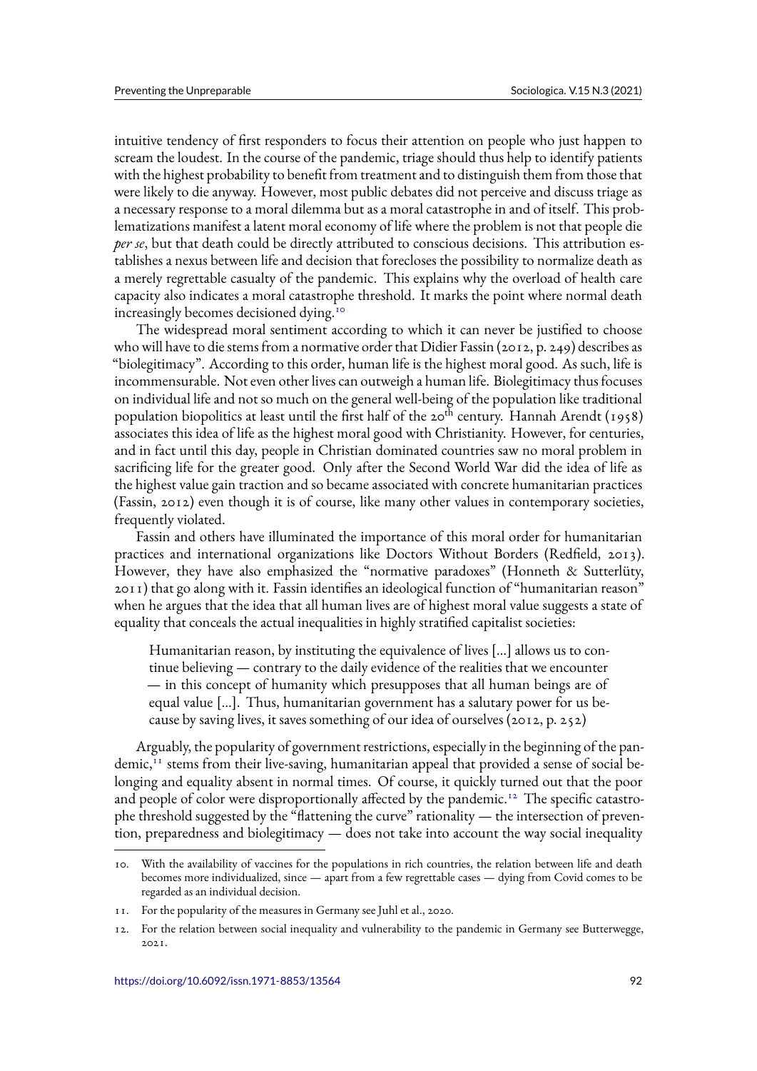intuitive tendency of first responders to focus their attention on people who just happen to scream the loudest. In the course of the pandemic, triage should thus help to identify patients with the highest probability to benefit from treatment and to distinguish them from those that were likely to die anyway. However, most public debates did not perceive and discuss triage as a necessary response to a moral dilemma but as a moral catastrophe in and of itself. This problematizations manifest a latent moral economy of life where the problem is not that people die *per se*, but that death could be directly attributed to conscious decisions. This attribution establishes a nexus between life and decision that forecloses the possibility to normalize death as a merely regrettable casualty of the pandemic. This explains why the overload of health care capacity also indicates a moral catastrophe threshold. It marks the point where normal death increasingly becomes decisioned dying.[10]

The widespread moral sentiment according to which it can never be justified to choose who will have to die stems from a normative order that Didier Fassin (2012, p. 249) describes as "biolegitimacy". According to this order, human life is the highest moral good. As such, life is incommensurable. Not even other lives can outweigh a human life. Biolegitimacy thus focuses on individual life and not so much on the general well-being of the population like traditional population biopolitics at least until the first half of the 20th century. Hannah Arendt (1958) associates this idea of life as the highest moral good with Christianity. However, for centuries, and in fact until this day, people in Christian dominated countries saw no moral problem in sacrificing life for the greater good. Only after the Second World War did the idea of life as the highest value gain traction and so became associated with concrete humanitarian practices (Fassin, 2012) even though it is of course, like many other values in contemporary societies, frequently violated.

Fassin and others have illuminated the importance of this moral order for humanitarian practices and international organizations like Doctors Without Borders (Redfield, 2013). However, they have also emphasized the "normative paradoxes" (Honneth & Sutterlüty, 2011) that go along with it. Fassin identifies an ideological function of "humanitarian reason" when he argues that the idea that all human lives are of highest moral value suggests a state of equality that conceals the actual inequalities in highly stratified capitalist societies:

> Humanitarian reason, by instituting the equivalence of lives [...] allows us to continue believing — contrary to the daily evidence of the realities that we encounter — in this concept of humanity which presupposes that all human beings are of equal value [...]. Thus, humanitarian government has a salutary power for us because by saving lives, it saves something of our idea of ourselves (2012, p. 252)

Arguably, the popularity of government restrictions, especially in the beginning of the pandemic,[11] stems from their live-saving, humanitarian appeal that provided a sense of social belonging and equality absent in normal times. Of course, it quickly turned out that the poor and people of color were disproportionally affected by the pandemic.[12] The specific catastrophe threshold suggested by the "flattening the curve" rationality — the intersection of prevention, preparedness and biolegitimacy — does not take into account the way social inequality

10. With the availability of vaccines for the populations in rich countries, the relation between life and death becomes more individualized, since — apart from a few regrettable cases — dying from Covid comes to be regarded as an individual decision.

11. For the popularity of the measures in Germany see Juhl et al., 2020.

12. For the relation between social inequality and vulnerability to the pandemic in Germany see Butterwegge, 2021.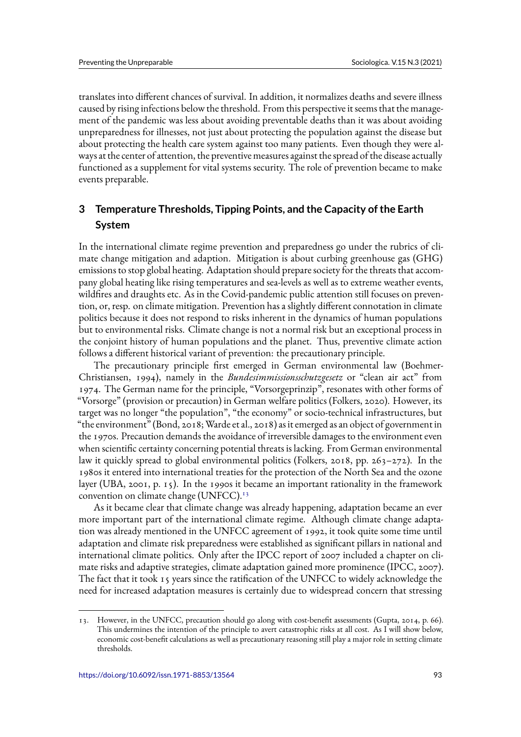translates into different chances of survival. In addition, it normalizes deaths and severe illness caused by rising infections below the threshold. From this perspective it seems that the management of the pandemic was less about avoiding preventable deaths than it was about avoiding unpreparedness for illnesses, not just about protecting the population against the disease but about protecting the health care system against too many patients. Even though they were always at the center of attention, the preventive measures against the spread of the disease actually functioned as a supplement for vital systems security. The role of prevention became to make events preparable.

## 3 Temperature Thresholds, Tipping Points, and the Capacity of the Earth System

In the international climate regime prevention and preparedness go under the rubrics of climate change mitigation and adaption. Mitigation is about curbing greenhouse gas (GHG) emissions to stop global heating. Adaptation should prepare society for the threats that accompany global heating like rising temperatures and sea-levels as well as to extreme weather events, wildfires and draughts etc. As in the Covid-pandemic public attention still focuses on prevention, or, resp. on climate mitigation. Prevention has a slightly different connotation in climate politics because it does not respond to risks inherent in the dynamics of human populations but to environmental risks. Climate change is not a normal risk but an exceptional process in the conjoint history of human populations and the planet. Thus, preventive climate action follows a different historical variant of prevention: the precautionary principle.

The precautionary principle first emerged in German environmental law (Boehmer-Christiansen, 1994), namely in the *Bundesimmissionsschutzgesetz* or "clean air act" from 1974. The German name for the principle, "Vorsorgeprinzip", resonates with other forms of "Vorsorge" (provision or precaution) in German welfare politics (Folkers, 2020). However, its target was no longer "the population", "the economy" or socio-technical infrastructures, but "the environment" (Bond, 2018; Warde et al., 2018) as it emerged as an object of government in the 1970s. Precaution demands the avoidance of irreversible damages to the environment even when scientific certainty concerning potential threats is lacking. From German environmental law it quickly spread to global environmental politics (Folkers, 2018, pp. 263–272). In the 1980s it entered into international treaties for the protection of the North Sea and the ozone layer (UBA, 2001, p. 15). In the 1990s it became an important rationality in the framework convention on climate change (UNFCC).[13]

As it became clear that climate change was already happening, adaptation became an ever more important part of the international climate regime. Although climate change adaptation was already mentioned in the UNFCC agreement of 1992, it took quite some time until adaptation and climate risk preparedness were established as significant pillars in national and international climate politics. Only after the IPCC report of 2007 included a chapter on climate risks and adaptive strategies, climate adaptation gained more prominence (IPCC, 2007). The fact that it took 15 years since the ratification of the UNFCC to widely acknowledge the need for increased adaptation measures is certainly due to widespread concern that stressing

13. However, in the UNFCC, precaution should go along with cost-benefit assessments (Gupta, 2014, p. 66). This undermines the intention of the principle to avert catastrophic risks at all cost. As I will show below, economic cost-benefit calculations as well as precautionary reasoning still play a major role in setting climate thresholds.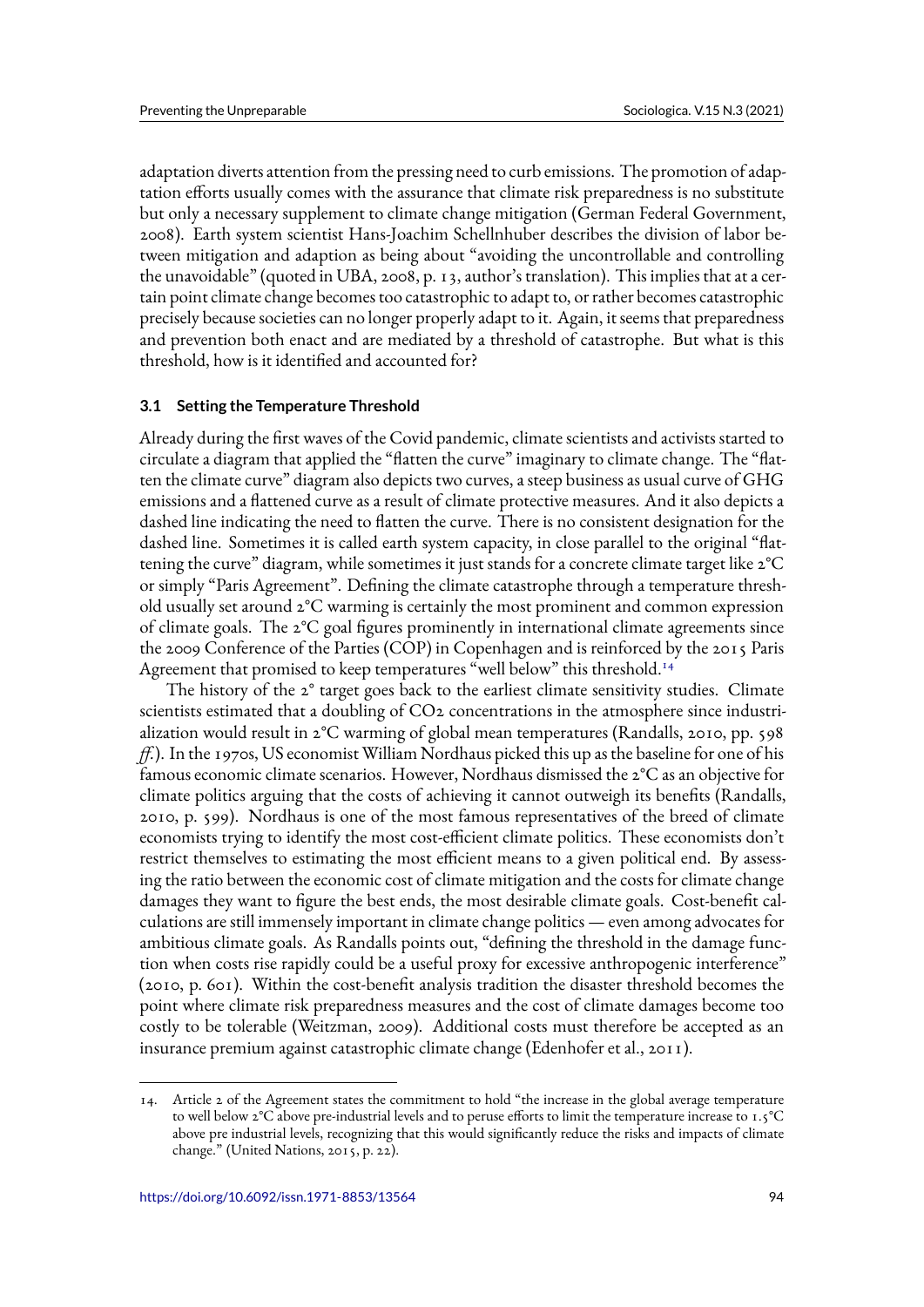adaptation diverts attention from the pressing need to curb emissions. The promotion of adaptation efforts usually comes with the assurance that climate risk preparedness is no substitute but only a necessary supplement to climate change mitigation (German Federal Government, 2008). Earth system scientist Hans-Joachim Schellnhuber describes the division of labor between mitigation and adaption as being about "avoiding the uncontrollable and controlling the unavoidable" (quoted in UBA, 2008, p. 13, author's translation). This implies that at a certain point climate change becomes too catastrophic to adapt to, or rather becomes catastrophic precisely because societies can no longer properly adapt to it. Again, it seems that preparedness and prevention both enact and are mediated by a threshold of catastrophe. But what is this threshold, how is it identified and accounted for?

### 3.1 Setting the Temperature Threshold

Already during the first waves of the Covid pandemic, climate scientists and activists started to circulate a diagram that applied the "flatten the curve" imaginary to climate change. The "flatten the climate curve" diagram also depicts two curves, a steep business as usual curve of GHG emissions and a flattened curve as a result of climate protective measures. And it also depicts a dashed line indicating the need to flatten the curve. There is no consistent designation for the dashed line. Sometimes it is called earth system capacity, in close parallel to the original "flattening the curve" diagram, while sometimes it just stands for a concrete climate target like 2°C or simply "Paris Agreement". Defining the climate catastrophe through a temperature threshold usually set around 2°C warming is certainly the most prominent and common expression of climate goals. The 2°C goal figures prominently in international climate agreements since the 2009 Conference of the Parties (COP) in Copenhagen and is reinforced by the 2015 Paris Agreement that promised to keep temperatures "well below" this threshold.[14]

The history of the 2° target goes back to the earliest climate sensitivity studies. Climate scientists estimated that a doubling of $CO_2$ concentrations in the atmosphere since industrialization would result in 2°C warming of global mean temperatures (Randalls, 2010, pp. 598 *ff.*). In the 1970s, US economist William Nordhaus picked this up as the baseline for one of his famous economic climate scenarios. However, Nordhaus dismissed the 2°C as an objective for climate politics arguing that the costs of achieving it cannot outweigh its benefits (Randalls, 2010, p. 599). Nordhaus is one of the most famous representatives of the breed of climate economists trying to identify the most cost-efficient climate politics. These economists don't restrict themselves to estimating the most efficient means to a given political end. By assessing the ratio between the economic cost of climate mitigation and the costs for climate change damages they want to figure the best ends, the most desirable climate goals. Cost-benefit calculations are still immensely important in climate change politics — even among advocates for ambitious climate goals. As Randalls points out, "defining the threshold in the damage function when costs rise rapidly could be a useful proxy for excessive anthropogenic interference" (2010, p. 601). Within the cost-benefit analysis tradition the disaster threshold becomes the point where climate risk preparedness measures and the cost of climate damages become too costly to be tolerable (Weitzman, 2009). Additional costs must therefore be accepted as an insurance premium against catastrophic climate change (Edenhofer et al., 2011).

---

14. Article 2 of the Agreement states the commitment to hold "the increase in the global average temperature to well below 2°C above pre-industrial levels and to peruse efforts to limit the temperature increase to 1.5°C above pre industrial levels, recognizing that this would significantly reduce the risks and impacts of climate change." (United Nations, 2015, p. 22).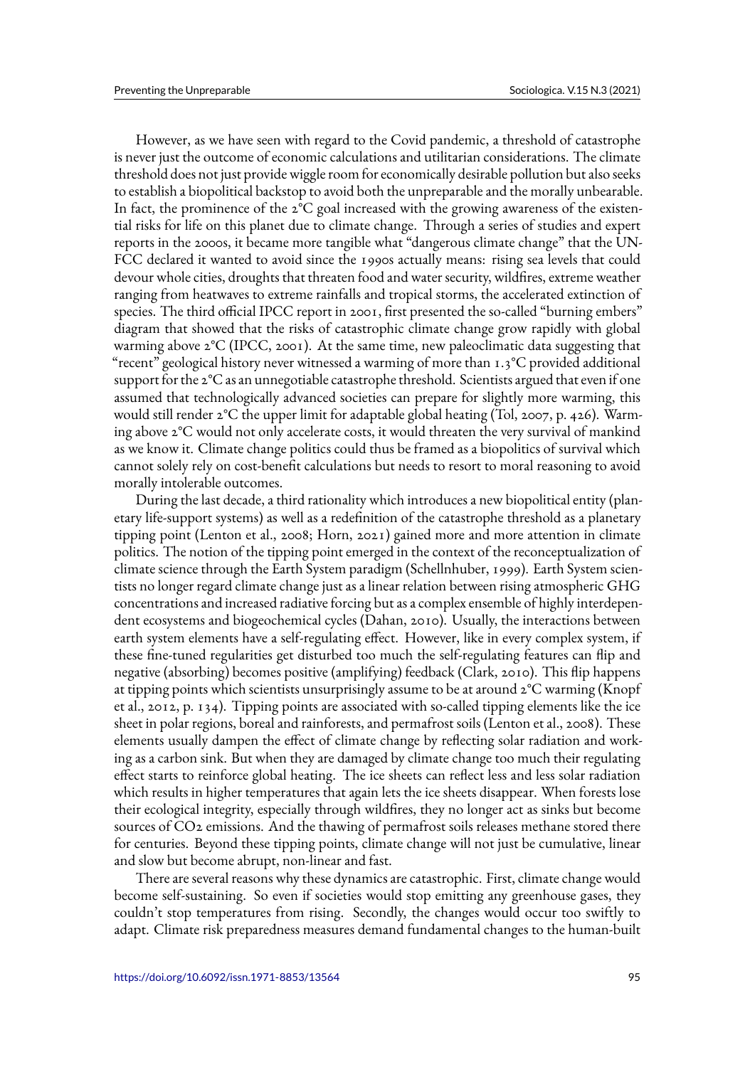However, as we have seen with regard to the Covid pandemic, a threshold of catastrophe is never just the outcome of economic calculations and utilitarian considerations. The climate threshold does not just provide wiggle room for economically desirable pollution but also seeks to establish a biopolitical backstop to avoid both the unpreparable and the morally unbearable. In fact, the prominence of the 2°C goal increased with the growing awareness of the existential risks for life on this planet due to climate change. Through a series of studies and expert reports in the 2000s, it became more tangible what "dangerous climate change" that the UNFCC declared it wanted to avoid since the 1990s actually means: rising sea levels that could devour whole cities, droughts that threaten food and water security, wildfires, extreme weather ranging from heatwaves to extreme rainfalls and tropical storms, the accelerated extinction of species. The third official IPCC report in 2001, first presented the so-called "burning embers" diagram that showed that the risks of catastrophic climate change grow rapidly with global warming above 2°C (IPCC, 2001). At the same time, new paleoclimatic data suggesting that "recent" geological history never witnessed a warming of more than 1.3°C provided additional support for the 2°C as an unnegotiable catastrophe threshold. Scientists argued that even if one assumed that technologically advanced societies can prepare for slightly more warming, this would still render 2°C the upper limit for adaptable global heating (Tol, 2007, p. 426). Warming above 2°C would not only accelerate costs, it would threaten the very survival of mankind as we know it. Climate change politics could thus be framed as a biopolitics of survival which cannot solely rely on cost-benefit calculations but needs to resort to moral reasoning to avoid morally intolerable outcomes.

During the last decade, a third rationality which introduces a new biopolitical entity (planetary life-support systems) as well as a redefinition of the catastrophe threshold as a planetary tipping point (Lenton et al., 2008; Horn, 2021) gained more and more attention in climate politics. The notion of the tipping point emerged in the context of the reconceptualization of climate science through the Earth System paradigm (Schellnhuber, 1999). Earth System scientists no longer regard climate change just as a linear relation between rising atmospheric GHG concentrations and increased radiative forcing but as a complex ensemble of highly interdependent ecosystems and biogeochemical cycles (Dahan, 2010). Usually, the interactions between earth system elements have a self-regulating effect. However, like in every complex system, if these fine-tuned regularities get disturbed too much the self-regulating features can flip and negative (absorbing) becomes positive (amplifying) feedback (Clark, 2010). This flip happens at tipping points which scientists unsurprisingly assume to be at around 2°C warming (Knopf et al., 2012, p. 134). Tipping points are associated with so-called tipping elements like the ice sheet in polar regions, boreal and rainforests, and permafrost soils (Lenton et al., 2008). These elements usually dampen the effect of climate change by reflecting solar radiation and working as a carbon sink. But when they are damaged by climate change too much their regulating effect starts to reinforce global heating. The ice sheets can reflect less and less solar radiation which results in higher temperatures that again lets the ice sheets disappear. When forests lose their ecological integrity, especially through wildfires, they no longer act as sinks but become sources of $CO_2$ emissions. And the thawing of permafrost soils releases methane stored there for centuries. Beyond these tipping points, climate change will not just be cumulative, linear and slow but become abrupt, non-linear and fast.

There are several reasons why these dynamics are catastrophic. First, climate change would become self-sustaining. So even if societies would stop emitting any greenhouse gases, they couldn't stop temperatures from rising. Secondly, the changes would occur too swiftly to adapt. Climate risk preparedness measures demand fundamental changes to the human-built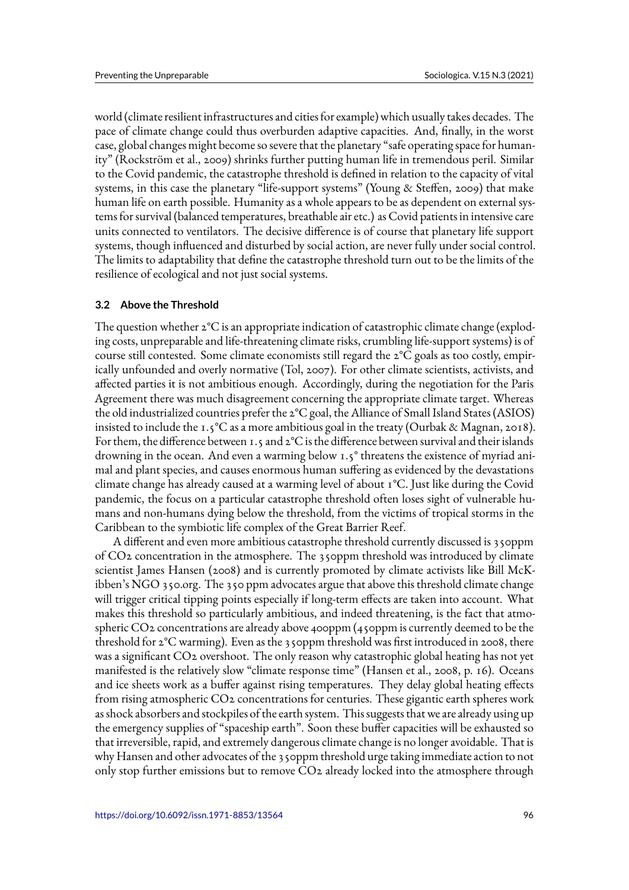world (climate resilient infrastructures and cities for example) which usually takes decades. The pace of climate change could thus overburden adaptive capacities. And, finally, in the worst case, global changes might become so severe that the planetary "safe operating space for humanity" (Rockström et al., 2009) shrinks further putting human life in tremendous peril. Similar to the Covid pandemic, the catastrophe threshold is defined in relation to the capacity of vital systems, in this case the planetary "life-support systems" (Young & Steffen, 2009) that make human life on earth possible. Humanity as a whole appears to be as dependent on external systems for survival (balanced temperatures, breathable air etc.) as Covid patients in intensive care units connected to ventilators. The decisive difference is of course that planetary life support systems, though influenced and disturbed by social action, are never fully under social control. The limits to adaptability that define the catastrophe threshold turn out to be the limits of the resilience of ecological and not just social systems.

### 3.2 Above the Threshold

The question whether 2°C is an appropriate indication of catastrophic climate change (exploding costs, unpreparable and life-threatening climate risks, crumbling life-support systems) is of course still contested. Some climate economists still regard the 2°C goals as too costly, empirically unfounded and overly normative (Tol, 2007). For other climate scientists, activists, and affected parties it is not ambitious enough. Accordingly, during the negotiation for the Paris Agreement there was much disagreement concerning the appropriate climate target. Whereas the old industrialized countries prefer the 2°C goal, the Alliance of Small Island States (ASIOS) insisted to include the 1.5°C as a more ambitious goal in the treaty (Ourbak & Magnan, 2018). For them, the difference between 1.5 and 2°C is the difference between survival and their islands drowning in the ocean. And even a warming below 1.5° threatens the existence of myriad animal and plant species, and causes enormous human suffering as evidenced by the devastations climate change has already caused at a warming level of about 1°C. Just like during the Covid pandemic, the focus on a particular catastrophe threshold often loses sight of vulnerable humans and non-humans dying below the threshold, from the victims of tropical storms in the Caribbean to the symbiotic life complex of the Great Barrier Reef.

A different and even more ambitious catastrophe threshold currently discussed is 350ppm of $CO_2$ concentration in the atmosphere. The 350ppm threshold was introduced by climate scientist James Hansen (2008) and is currently promoted by climate activists like Bill McKibben's NGO 350.org. The 350 ppm advocates argue that above this threshold climate change will trigger critical tipping points especially if long-term effects are taken into account. What makes this threshold so particularly ambitious, and indeed threatening, is the fact that atmospheric $CO_2$ concentrations are already above 400ppm (450ppm is currently deemed to be the threshold for 2°C warming). Even as the 350ppm threshold was first introduced in 2008, there was a significant $CO_2$ overshoot. The only reason why catastrophic global heating has not yet manifested is the relatively slow "climate response time" (Hansen et al., 2008, p. 16). Oceans and ice sheets work as a buffer against rising temperatures. They delay global heating effects from rising atmospheric $CO_2$ concentrations for centuries. These gigantic earth spheres work as shock absorbers and stockpiles of the earth system. This suggests that we are already using up the emergency supplies of "spaceship earth". Soon these buffer capacities will be exhausted so that irreversible, rapid, and extremely dangerous climate change is no longer avoidable. That is why Hansen and other advocates of the 350ppm threshold urge taking immediate action to not only stop further emissions but to remove $CO_2$ already locked into the atmosphere through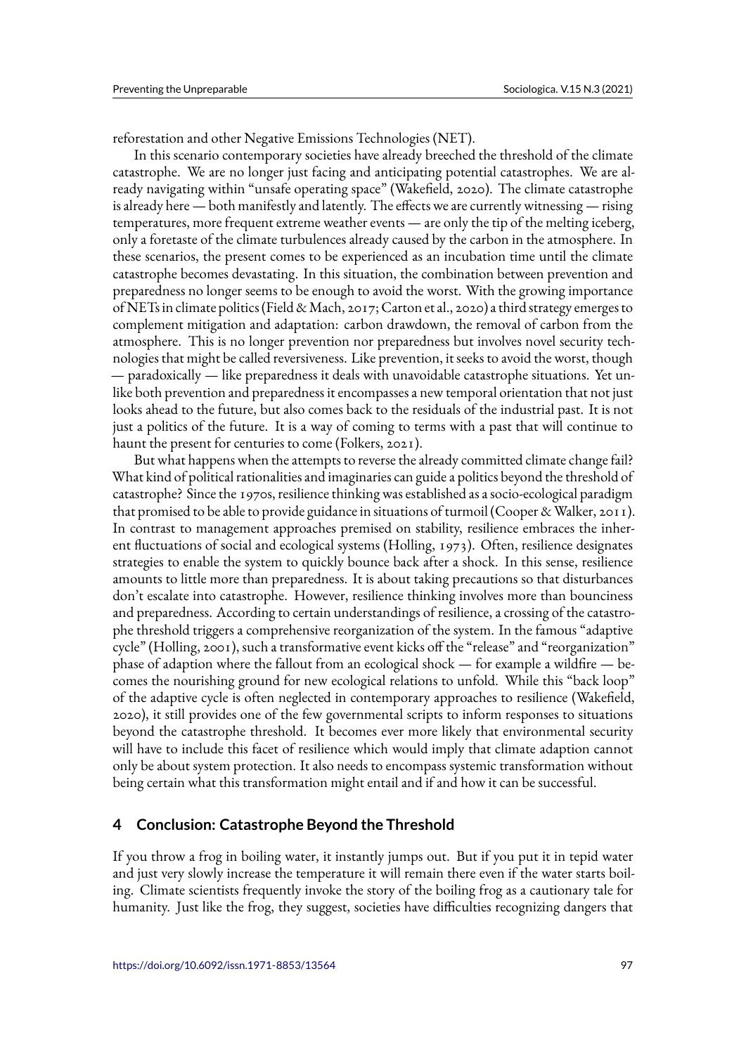reforestation and other Negative Emissions Technologies (NET).

In this scenario contemporary societies have already breeched the threshold of the climate catastrophe. We are no longer just facing and anticipating potential catastrophes. We are already navigating within "unsafe operating space" (Wakefield, 2020). The climate catastrophe is already here — both manifestly and latently. The effects we are currently witnessing — rising temperatures, more frequent extreme weather events — are only the tip of the melting iceberg, only a foretaste of the climate turbulences already caused by the carbon in the atmosphere. In these scenarios, the present comes to be experienced as an incubation time until the climate catastrophe becomes devastating. In this situation, the combination between prevention and preparedness no longer seems to be enough to avoid the worst. With the growing importance of NETs in climate politics (Field & Mach, 2017; Carton et al., 2020) a third strategy emerges to complement mitigation and adaptation: carbon drawdown, the removal of carbon from the atmosphere. This is no longer prevention nor preparedness but involves novel security technologies that might be called reversiveness. Like prevention, it seeks to avoid the worst, though — paradoxically — like preparedness it deals with unavoidable catastrophe situations. Yet unlike both prevention and preparedness it encompasses a new temporal orientation that not just looks ahead to the future, but also comes back to the residuals of the industrial past. It is not just a politics of the future. It is a way of coming to terms with a past that will continue to haunt the present for centuries to come (Folkers, 2021).

But what happens when the attempts to reverse the already committed climate change fail? What kind of political rationalities and imaginaries can guide a politics beyond the threshold of catastrophe? Since the 1970s, resilience thinking was established as a socio-ecological paradigm that promised to be able to provide guidance in situations of turmoil (Cooper & Walker, 2011). In contrast to management approaches premised on stability, resilience embraces the inherent fluctuations of social and ecological systems (Holling, 1973). Often, resilience designates strategies to enable the system to quickly bounce back after a shock. In this sense, resilience amounts to little more than preparedness. It is about taking precautions so that disturbances don't escalate into catastrophe. However, resilience thinking involves more than bounciness and preparedness. According to certain understandings of resilience, a crossing of the catastrophe threshold triggers a comprehensive reorganization of the system. In the famous "adaptive cycle" (Holling, 2001), such a transformative event kicks off the "release" and "reorganization" phase of adaption where the fallout from an ecological shock — for example a wildfire — becomes the nourishing ground for new ecological relations to unfold. While this "back loop" of the adaptive cycle is often neglected in contemporary approaches to resilience (Wakefield, 2020), it still provides one of the few governmental scripts to inform responses to situations beyond the catastrophe threshold. It becomes ever more likely that environmental security will have to include this facet of resilience which would imply that climate adaption cannot only be about system protection. It also needs to encompass systemic transformation without being certain what this transformation might entail and if and how it can be successful.

## 4 Conclusion: Catastrophe Beyond the Threshold

If you throw a frog in boiling water, it instantly jumps out. But if you put it in tepid water and just very slowly increase the temperature it will remain there even if the water starts boiling. Climate scientists frequently invoke the story of the boiling frog as a cautionary tale for humanity. Just like the frog, they suggest, societies have difficulties recognizing dangers that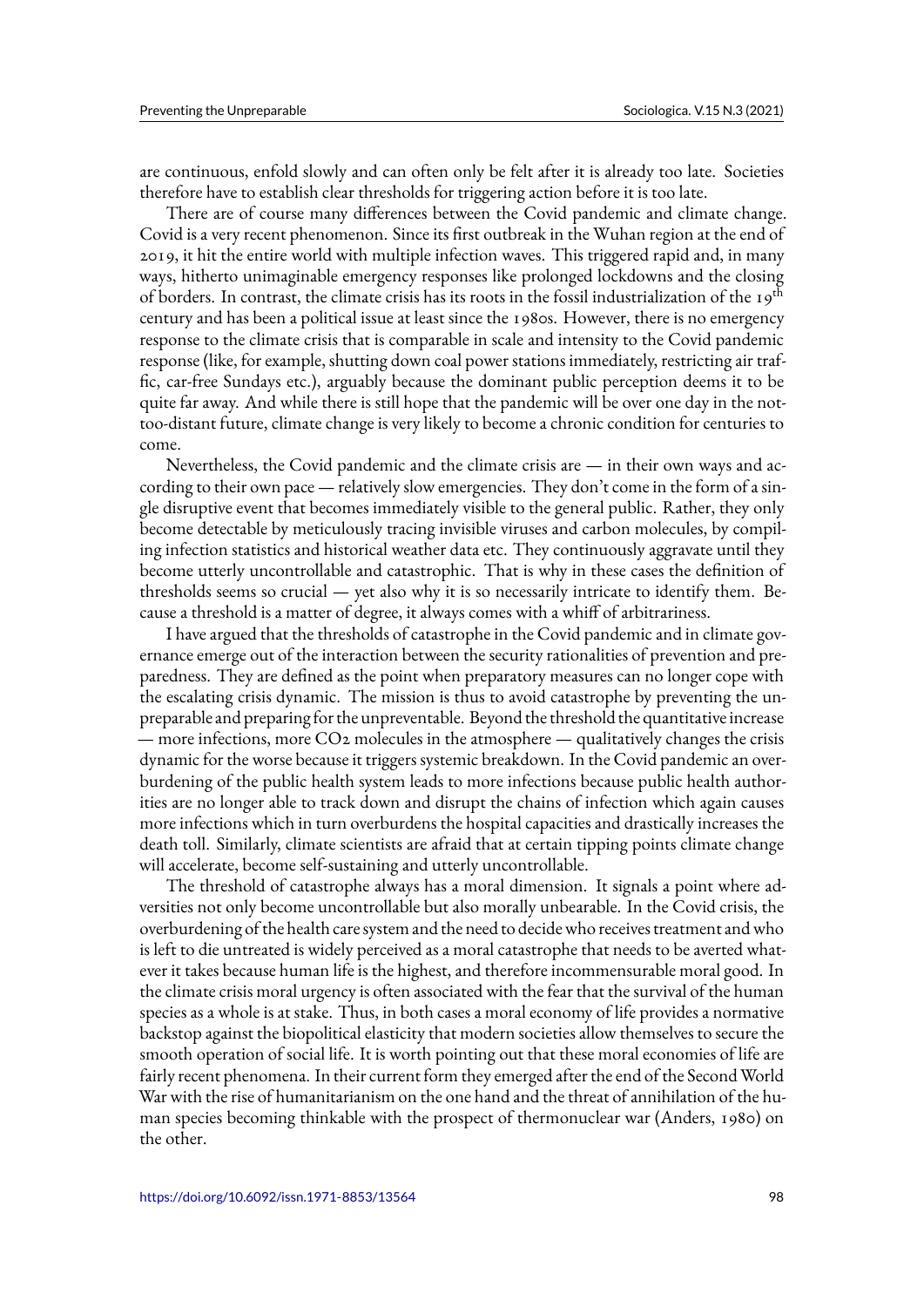are continuous, enfold slowly and can often only be felt after it is already too late. Societies therefore have to establish clear thresholds for triggering action before it is too late.

There are of course many differences between the Covid pandemic and climate change. Covid is a very recent phenomenon. Since its first outbreak in the Wuhan region at the end of 2019, it hit the entire world with multiple infection waves. This triggered rapid and, in many ways, hitherto unimaginable emergency responses like prolonged lockdowns and the closing of borders. In contrast, the climate crisis has its roots in the fossil industrialization of the 19th century and has been a political issue at least since the 1980s. However, there is no emergency response to the climate crisis that is comparable in scale and intensity to the Covid pandemic response (like, for example, shutting down coal power stations immediately, restricting air traffic, car-free Sundays etc.), arguably because the dominant public perception deems it to be quite far away. And while there is still hope that the pandemic will be over one day in the not-too-distant future, climate change is very likely to become a chronic condition for centuries to come.

Nevertheless, the Covid pandemic and the climate crisis are — in their own ways and according to their own pace — relatively slow emergencies. They don't come in the form of a single disruptive event that becomes immediately visible to the general public. Rather, they only become detectable by meticulously tracing invisible viruses and carbon molecules, by compiling infection statistics and historical weather data etc. They continuously aggravate until they become utterly uncontrollable and catastrophic. That is why in these cases the definition of thresholds seems so crucial — yet also why it is so necessarily intricate to identify them. Because a threshold is a matter of degree, it always comes with a whiff of arbitrariness.

I have argued that the thresholds of catastrophe in the Covid pandemic and in climate governance emerge out of the interaction between the security rationalities of prevention and preparedness. They are defined as the point when preparatory measures can no longer cope with the escalating crisis dynamic. The mission is thus to avoid catastrophe by preventing the unpreparable and preparing for the unpreventable. Beyond the threshold the quantitative increase — more infections, more $CO_2$ molecules in the atmosphere — qualitatively changes the crisis dynamic for the worse because it triggers systemic breakdown. In the Covid pandemic an overburdening of the public health system leads to more infections because public health authorities are no longer able to track down and disrupt the chains of infection which again causes more infections which in turn overburdens the hospital capacities and drastically increases the death toll. Similarly, climate scientists are afraid that at certain tipping points climate change will accelerate, become self-sustaining and utterly uncontrollable.

The threshold of catastrophe always has a moral dimension. It signals a point where adversities not only become uncontrollable but also morally unbearable. In the Covid crisis, the overburdening of the health care system and the need to decide who receives treatment and who is left to die untreated is widely perceived as a moral catastrophe that needs to be averted whatever it takes because human life is the highest, and therefore incommensurable moral good. In the climate crisis moral urgency is often associated with the fear that the survival of the human species as a whole is at stake. Thus, in both cases a moral economy of life provides a normative backstop against the biopolitical elasticity that modern societies allow themselves to secure the smooth operation of social life. It is worth pointing out that these moral economies of life are fairly recent phenomena. In their current form they emerged after the end of the Second World War with the rise of humanitarianism on the one hand and the threat of annihilation of the human species becoming thinkable with the prospect of thermonuclear war (Anders, 1980) on the other.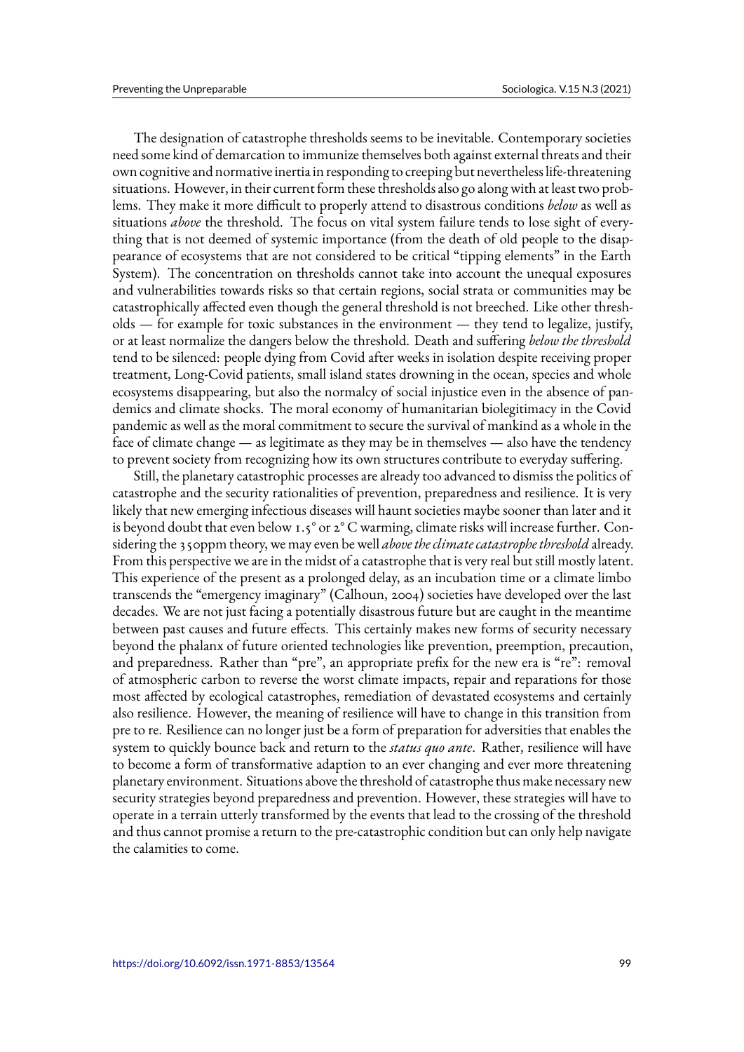The designation of catastrophe thresholds seems to be inevitable. Contemporary societies need some kind of demarcation to immunize themselves both against external threats and their own cognitive and normative inertia in responding to creeping but nevertheless life-threatening situations. However, in their current form these thresholds also go along with at least two problems. They make it more difficult to properly attend to disastrous conditions *below* as well as situations *above* the threshold. The focus on vital system failure tends to lose sight of everything that is not deemed of systemic importance (from the death of old people to the disappearance of ecosystems that are not considered to be critical "tipping elements" in the Earth System). The concentration on thresholds cannot take into account the unequal exposures and vulnerabilities towards risks so that certain regions, social strata or communities may be catastrophically affected even though the general threshold is not breeched. Like other thresholds — for example for toxic substances in the environment — they tend to legalize, justify, or at least normalize the dangers below the threshold. Death and suffering *below the threshold* tend to be silenced: people dying from Covid after weeks in isolation despite receiving proper treatment, Long-Covid patients, small island states drowning in the ocean, species and whole ecosystems disappearing, but also the normalcy of social injustice even in the absence of pandemics and climate shocks. The moral economy of humanitarian biolegitimacy in the Covid pandemic as well as the moral commitment to secure the survival of mankind as a whole in the face of climate change — as legitimate as they may be in themselves — also have the tendency to prevent society from recognizing how its own structures contribute to everyday suffering.

Still, the planetary catastrophic processes are already too advanced to dismiss the politics of catastrophe and the security rationalities of prevention, preparedness and resilience. It is very likely that new emerging infectious diseases will haunt societies maybe sooner than later and it is beyond doubt that even below 1.5° or 2° C warming, climate risks will increase further. Considering the 350ppm theory, we may even be well *above the climate catastrophe threshold* already. From this perspective we are in the midst of a catastrophe that is very real but still mostly latent. This experience of the present as a prolonged delay, as an incubation time or a climate limbo transcends the "emergency imaginary" (Calhoun, 2004) societies have developed over the last decades. We are not just facing a potentially disastrous future but are caught in the meantime between past causes and future effects. This certainly makes new forms of security necessary beyond the phalanx of future oriented technologies like prevention, preemption, precaution, and preparedness. Rather than "pre", an appropriate prefix for the new era is "re": removal of atmospheric carbon to reverse the worst climate impacts, repair and reparations for those most affected by ecological catastrophes, remediation of devastated ecosystems and certainly also resilience. However, the meaning of resilience will have to change in this transition from pre to re. Resilience can no longer just be a form of preparation for adversities that enables the system to quickly bounce back and return to the *status quo ante*. Rather, resilience will have to become a form of transformative adaption to an ever changing and ever more threatening planetary environment. Situations above the threshold of catastrophe thus make necessary new security strategies beyond preparedness and prevention. However, these strategies will have to operate in a terrain utterly transformed by the events that lead to the crossing of the threshold and thus cannot promise a return to the pre-catastrophic condition but can only help navigate the calamities to come.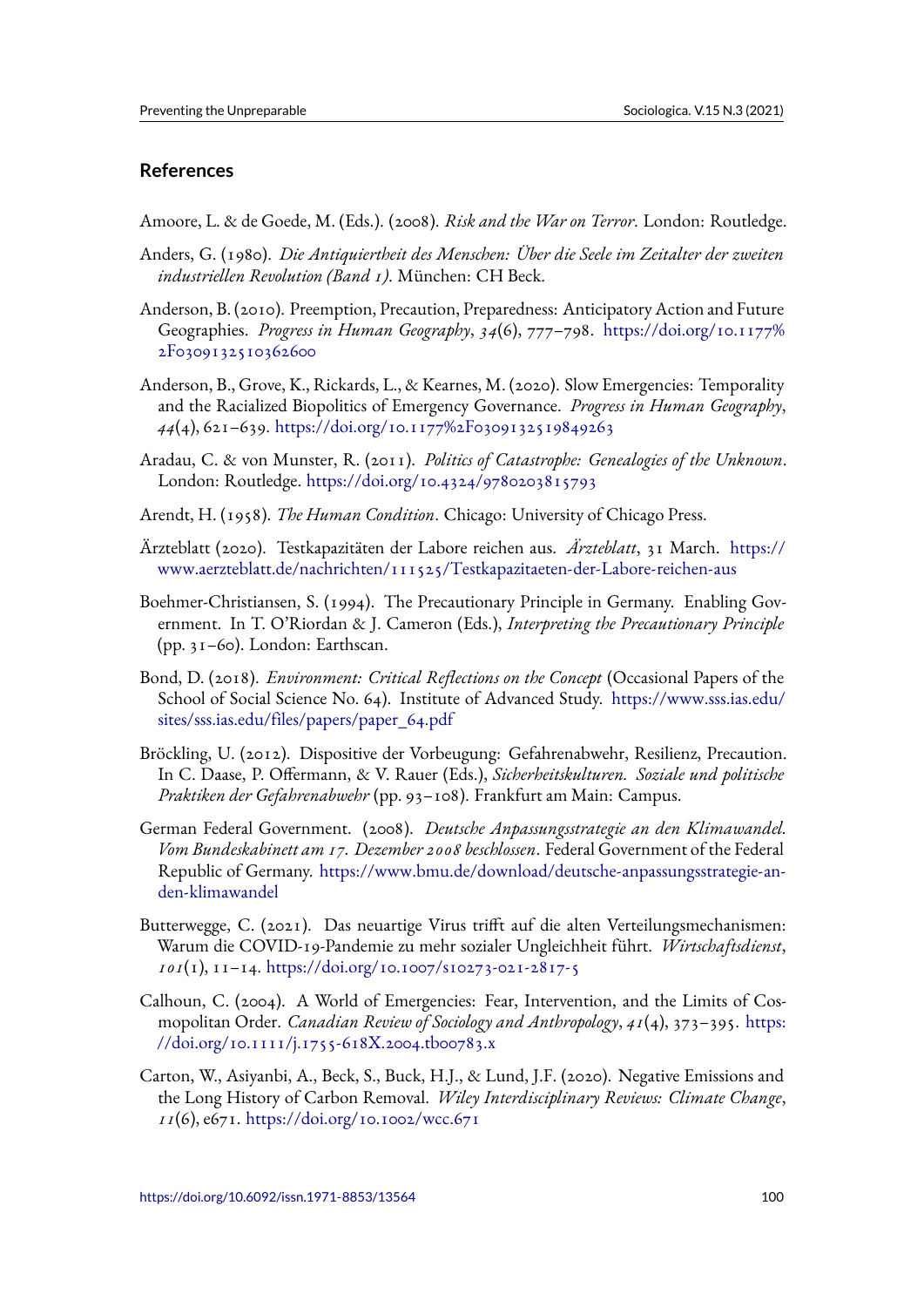## References

Amoore, L. & de Goede, M. (Eds.). (2008). *Risk and the War on Terror*. London: Routledge.

Anders, G. (1980). *Die Antiquiertheit des Menschen: Über die Seele im Zeitalter der zweiten industriellen Revolution (Band 1)*. München: CH Beck.

Anderson, B. (2010). Preemption, Precaution, Preparedness: Anticipatory Action and Future Geographies. *Progress in Human Geography*, *34*(6), 777–798. https://doi.org/10.1177%2F0309132510362600

Anderson, B., Grove, K., Rickards, L., & Kearnes, M. (2020). Slow Emergencies: Temporality and the Racialized Biopolitics of Emergency Governance. *Progress in Human Geography*, *44*(4), 621–639. https://doi.org/10.1177%2F0309132519849263

Aradau, C. & von Munster, R. (2011). *Politics of Catastrophe: Genealogies of the Unknown*. London: Routledge. https://doi.org/10.4324/9780203815793

Arendt, H. (1958). *The Human Condition*. Chicago: University of Chicago Press.

Ärzteblatt (2020). Testkapazitäten der Labore reichen aus. *Ärzteblatt*, 31 March. https://www.aerzteblatt.de/nachrichten/111525/Testkapazitaeten-der-Labore-reichen-aus

Boehmer-Christiansen, S. (1994). The Precautionary Principle in Germany. Enabling Government. In T. O'Riordan & J. Cameron (Eds.), *Interpreting the Precautionary Principle* (pp. 31–60). London: Earthscan.

Bond, D. (2018). *Environment: Critical Reflections on the Concept* (Occasional Papers of the School of Social Science No. 64). Institute of Advanced Study. https://www.sss.ias.edu/sites/sss.ias.edu/files/papers/paper_64.pdf

Bröckling, U. (2012). Dispositive der Vorbeugung: Gefahrenabwehr, Resilienz, Precaution. In C. Daase, P. Offermann, & V. Rauer (Eds.), *Sicherheitskulturen. Soziale und politische Praktiken der Gefahrenabwehr* (pp. 93–108). Frankfurt am Main: Campus.

German Federal Government. (2008). *Deutsche Anpassungsstrategie an den Klimawandel. Vom Bundeskabinett am 17. Dezember 2008 beschlossen*. Federal Government of the Federal Republic of Germany. https://www.bmu.de/download/deutsche-anpassungsstrategie-an-den-klimawandel

Butterwegge, C. (2021). Das neuartige Virus trifft auf die alten Verteilungsmechanismen: Warum die COVID-19-Pandemie zu mehr sozialer Ungleichheit führt. *Wirtschaftsdienst*, *101*(1), 11–14. https://doi.org/10.1007/s10273-021-2817-5

Calhoun, C. (2004). A World of Emergencies: Fear, Intervention, and the Limits of Cosmopolitan Order. *Canadian Review of Sociology and Anthropology*, *41*(4), 373–395. https://doi.org/10.1111/j.1755-618X.2004.tb00783.x

Carton, W., Asiyanbi, A., Beck, S., Buck, H.J., & Lund, J.F. (2020). Negative Emissions and the Long History of Carbon Removal. *Wiley Interdisciplinary Reviews: Climate Change*, *11*(6), e671. https://doi.org/10.1002/wcc.671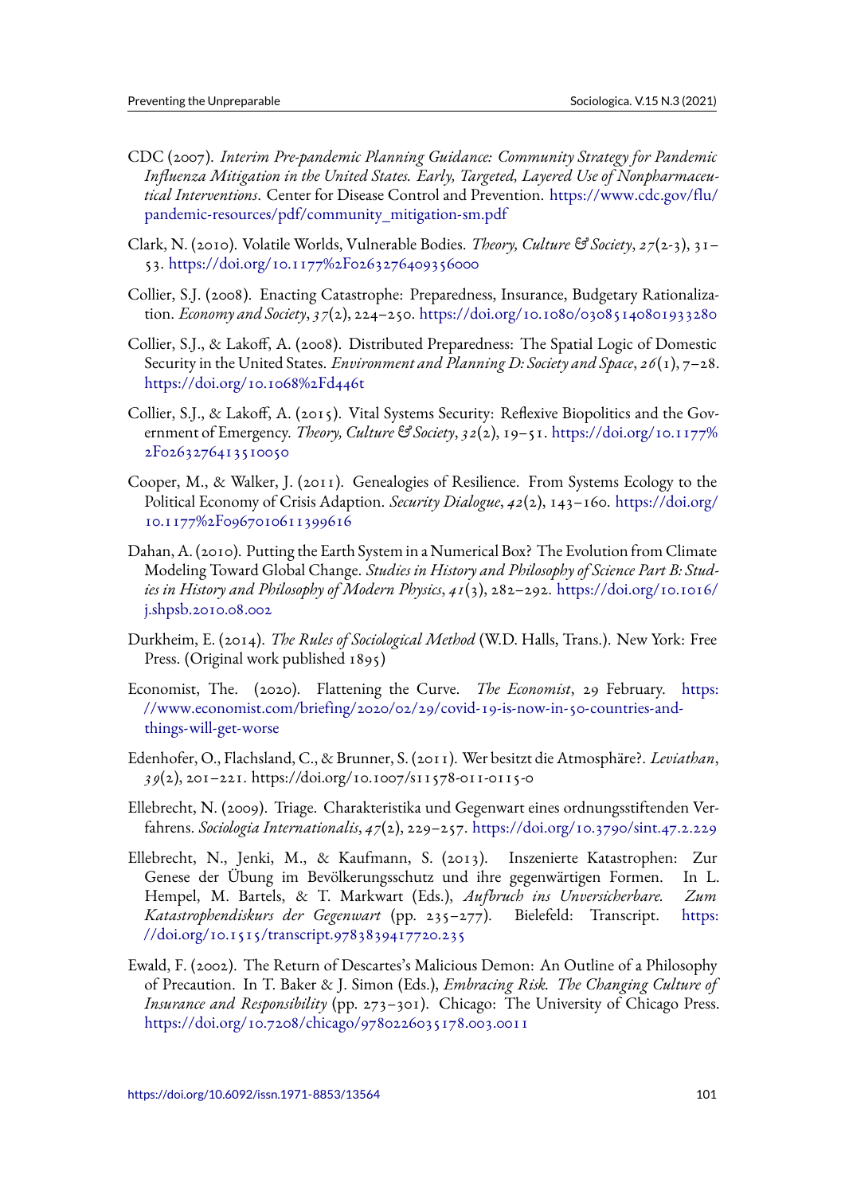CDC (2007). *Interim Pre-pandemic Planning Guidance: Community Strategy for Pandemic Influenza Mitigation in the United States. Early, Targeted, Layered Use of Nonpharmaceutical Interventions*. Center for Disease Control and Prevention. https://www.cdc.gov/flu/pandemic-resources/pdf/community_mitigation-sm.pdf

Clark, N. (2010). Volatile Worlds, Vulnerable Bodies. *Theory, Culture & Society*, *27*(2-3), 31–53. https://doi.org/10.1177%2F0263276409356000

Collier, S.J. (2008). Enacting Catastrophe: Preparedness, Insurance, Budgetary Rationalization. *Economy and Society*, *37*(2), 224–250. https://doi.org/10.1080/03085140801933280

Collier, S.J., & Lakoff, A. (2008). Distributed Preparedness: The Spatial Logic of Domestic Security in the United States. *Environment and Planning D: Society and Space*, *26*(1), 7–28. https://doi.org/10.1068%2Fd446t

Collier, S.J., & Lakoff, A. (2015). Vital Systems Security: Reflexive Biopolitics and the Government of Emergency. *Theory, Culture & Society*, *32*(2), 19–51. https://doi.org/10.1177%2F0263276413510050

Cooper, M., & Walker, J. (2011). Genealogies of Resilience. From Systems Ecology to the Political Economy of Crisis Adaption. *Security Dialogue*, *42*(2), 143–160. https://doi.org/10.1177%2F0967010611399616

Dahan, A. (2010). Putting the Earth System in a Numerical Box? The Evolution from Climate Modeling Toward Global Change. *Studies in History and Philosophy of Science Part B: Studies in History and Philosophy of Modern Physics*, *41*(3), 282–292. https://doi.org/10.1016/j.shpsb.2010.08.002

Durkheim, E. (2014). *The Rules of Sociological Method* (W.D. Halls, Trans.). New York: Free Press. (Original work published 1895)

Economist, The. (2020). Flattening the Curve. *The Economist*, 29 February. https://www.economist.com/briefing/2020/02/29/covid-19-is-now-in-50-countries-and-things-will-get-worse

Edenhofer, O., Flachsland, C., & Brunner, S. (2011). Wer besitzt die Atmosphäre?. *Leviathan*, *39*(2), 201–221. https://doi.org/10.1007/s11578-011-0115-0

Ellebrecht, N. (2009). Triage. Charakteristika und Gegenwart eines ordnungsstiftenden Verfahrens. *Sociologia Internationalis*, *47*(2), 229–257. https://doi.org/10.3790/sint.47.2.229

Ellebrecht, N., Jenki, M., & Kaufmann, S. (2013). Inszenierte Katastrophen: Zur Genese der Übung im Bevölkerungsschutz und ihre gegenwärtigen Formen. In L. Hempel, M. Bartels, & T. Markwart (Eds.), *Aufbruch ins Unversicherbare. Zum Katastrophendiskurs der Gegenwart* (pp. 235–277). Bielefeld: Transcript. https://doi.org/10.1515/transcript.9783839417720.235

Ewald, F. (2002). The Return of Descartes's Malicious Demon: An Outline of a Philosophy of Precaution. In T. Baker & J. Simon (Eds.), *Embracing Risk. The Changing Culture of Insurance and Responsibility* (pp. 273–301). Chicago: The University of Chicago Press. https://doi.org/10.7208/chicago/9780226035178.003.0011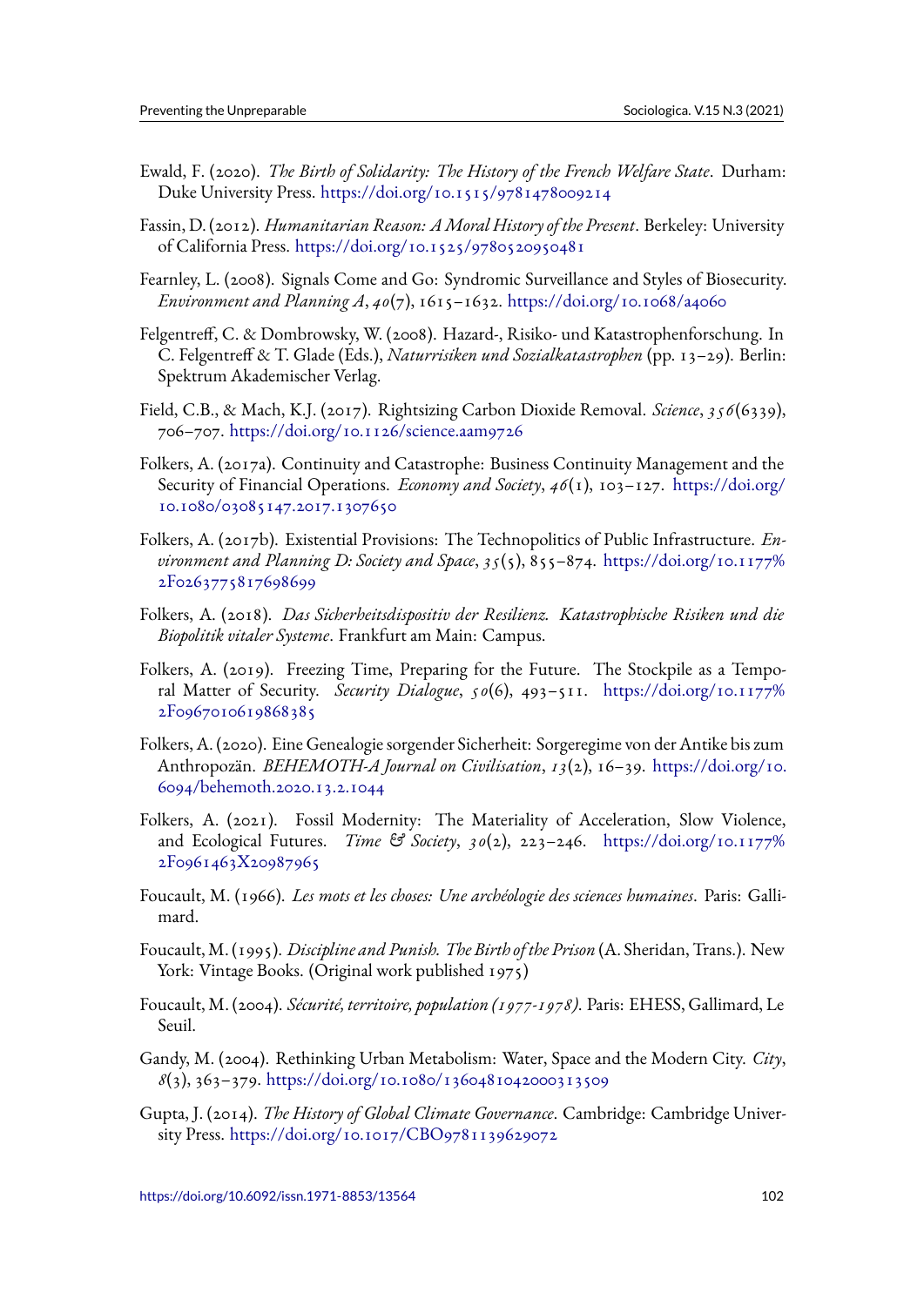Ewald, F. (2020). *The Birth of Solidarity: The History of the French Welfare State*. Durham: Duke University Press. https://doi.org/10.1515/9781478009214

Fassin, D. (2012). *Humanitarian Reason: A Moral History of the Present*. Berkeley: University of California Press. https://doi.org/10.1525/9780520950481

Fearnley, L. (2008). Signals Come and Go: Syndromic Surveillance and Styles of Biosecurity. *Environment and Planning A*, *40*(7), 1615–1632. https://doi.org/10.1068/a4060

Felgentreff, C. & Dombrowsky, W. (2008). Hazard-, Risiko- und Katastrophenforschung. In C. Felgentreff & T. Glade (Eds.), *Naturrisiken und Sozialkatastrophen* (pp. 13–29). Berlin: Spektrum Akademischer Verlag.

Field, C.B., & Mach, K.J. (2017). Rightsizing Carbon Dioxide Removal. *Science*, *356*(6339), 706–707. https://doi.org/10.1126/science.aam9726

Folkers, A. (2017a). Continuity and Catastrophe: Business Continuity Management and the Security of Financial Operations. *Economy and Society*, *46*(1), 103–127. https://doi.org/10.1080/03085147.2017.1307650

Folkers, A. (2017b). Existential Provisions: The Technopolitics of Public Infrastructure. *Environment and Planning D: Society and Space*, *35*(5), 855–874. https://doi.org/10.1177%2F0263775817698699

Folkers, A. (2018). *Das Sicherheitsdispositiv der Resilienz. Katastrophische Risiken und die Biopolitik vitaler Systeme*. Frankfurt am Main: Campus.

Folkers, A. (2019). Freezing Time, Preparing for the Future. The Stockpile as a Temporal Matter of Security. *Security Dialogue*, *50*(6), 493–511. https://doi.org/10.1177%2F0967010619868385

Folkers, A. (2020). Eine Genealogie sorgender Sicherheit: Sorgeregime von der Antike bis zum Anthropozän. *BEHEMOTH-A Journal on Civilisation*, *13*(2), 16–39. https://doi.org/10.6094/behemoth.2020.13.2.1044

Folkers, A. (2021). Fossil Modernity: The Materiality of Acceleration, Slow Violence, and Ecological Futures. *Time & Society*, *30*(2), 223–246. https://doi.org/10.1177%2F0961463X20987965

Foucault, M. (1966). *Les mots et les choses: Une archéologie des sciences humaines*. Paris: Gallimard.

Foucault, M. (1995). *Discipline and Punish. The Birth of the Prison* (A. Sheridan, Trans.). New York: Vintage Books. (Original work published 1975)

Foucault, M. (2004). *Sécurité, territoire, population (1977-1978)*. Paris: EHESS, Gallimard, Le Seuil.

Gandy, M. (2004). Rethinking Urban Metabolism: Water, Space and the Modern City. *City*, *8*(3), 363–379. https://doi.org/10.1080/1360481042000313509

Gupta, J. (2014). *The History of Global Climate Governance*. Cambridge: Cambridge University Press. https://doi.org/10.1017/CBO9781139629072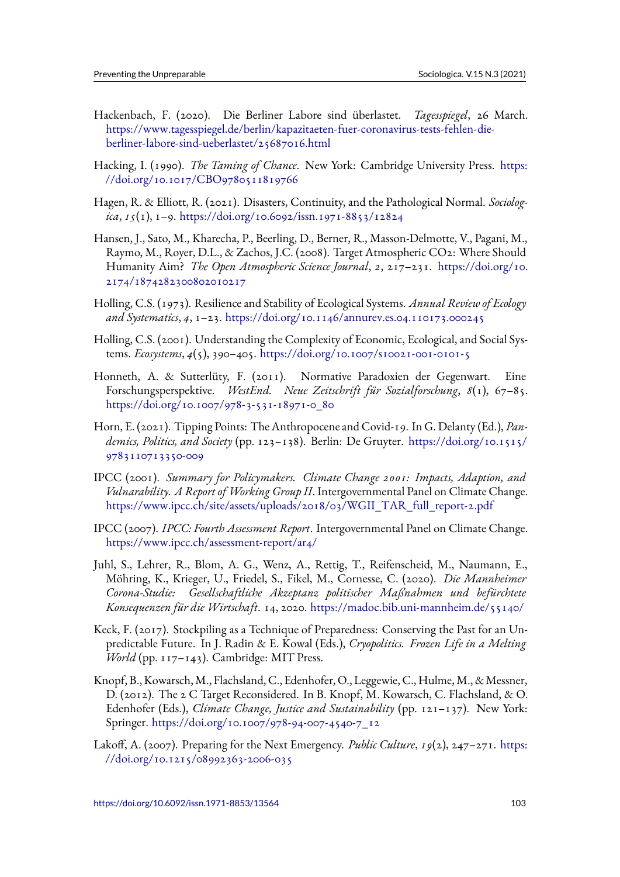Hackenbach, F. (2020). Die Berliner Labore sind überlastet. *Tagesspiegel*, 26 March. https://www.tagesspiegel.de/berlin/kapazitaeten-fuer-coronavirus-tests-fehlen-die-berliner-labore-sind-ueberlastet/25687016.html

Hacking, I. (1990). *The Taming of Chance*. New York: Cambridge University Press. https://doi.org/10.1017/CBO9780511819766

Hagen, R. & Elliott, R. (2021). Disasters, Continuity, and the Pathological Normal. *Sociologica*, *15*(1), 1–9. https://doi.org/10.6092/issn.1971-8853/12824

Hansen, J., Sato, M., Kharecha, P., Beerling, D., Berner, R., Masson-Delmotte, V., Pagani, M., Raymo, M., Royer, D.L., & Zachos, J.C. (2008). Target Atmospheric CO2: Where Should Humanity Aim? *The Open Atmospheric Science Journal*, *2*, 217–231. https://doi.org/10.2174/1874282300802010217

Holling, C.S. (1973). Resilience and Stability of Ecological Systems. *Annual Review of Ecology and Systematics*, *4*, 1–23. https://doi.org/10.1146/annurev.es.04.110173.000245

Holling, C.S. (2001). Understanding the Complexity of Economic, Ecological, and Social Systems. *Ecosystems*, *4*(5), 390–405. https://doi.org/10.1007/s10021-001-0101-5

Honneth, A. & Sutterlüty, F. (2011). Normative Paradoxien der Gegenwart. Eine Forschungsperspektive. *WestEnd. Neue Zeitschrift für Sozialforschung*, *8*(1), 67–85. https://doi.org/10.1007/978-3-531-18971-0_80

Horn, E. (2021). Tipping Points: The Anthropocene and Covid-19. In G. Delanty (Ed.), *Pandemics, Politics, and Society* (pp. 123–138). Berlin: De Gruyter. https://doi.org/10.1515/9783110713350-009

IPCC (2001). *Summary for Policymakers. Climate Change 2001: Impacts, Adaption, and Vulnerability. A Report of Working Group II*. Intergovernmental Panel on Climate Change. https://www.ipcc.ch/site/assets/uploads/2018/03/WGII_TAR_full_report-2.pdf

IPCC (2007). *IPCC: Fourth Assessment Report*. Intergovernmental Panel on Climate Change. https://www.ipcc.ch/assessment-report/ar4/

Juhl, S., Lehrer, R., Blom, A. G., Wenz, A., Rettig, T., Reifenscheid, M., Naumann, E., Möhring, K., Krieger, U., Friedel, S., Fikel, M., Cornesse, C. (2020). *Die Mannheimer Corona-Studie: Gesellschaftliche Akzeptanz politischer Maßnahmen und befürchtete Konsequenzen für die Wirtschaft*. 14, 2020. https://madoc.bib.uni-mannheim.de/55140/

Keck, F. (2017). Stockpiling as a Technique of Preparedness: Conserving the Past for an Unpredictable Future. In J. Radin & E. Kowal (Eds.), *Cryopolitics. Frozen Life in a Melting World* (pp. 117–143). Cambridge: MIT Press.

Knopf, B., Kowarsch, M., Flachsland, C., Edenhofer, O., Leggewie, C., Hulme, M., & Messner, D. (2012). The 2 C Target Reconsidered. In B. Knopf, M. Kowarsch, C. Flachsland, & O. Edenhofer (Eds.), *Climate Change, Justice and Sustainability* (pp. 121–137). New York: Springer. https://doi.org/10.1007/978-94-007-4540-7_12

Lakoff, A. (2007). Preparing for the Next Emergency. *Public Culture*, *19*(2), 247–271. https://doi.org/10.1215/08992363-2006-035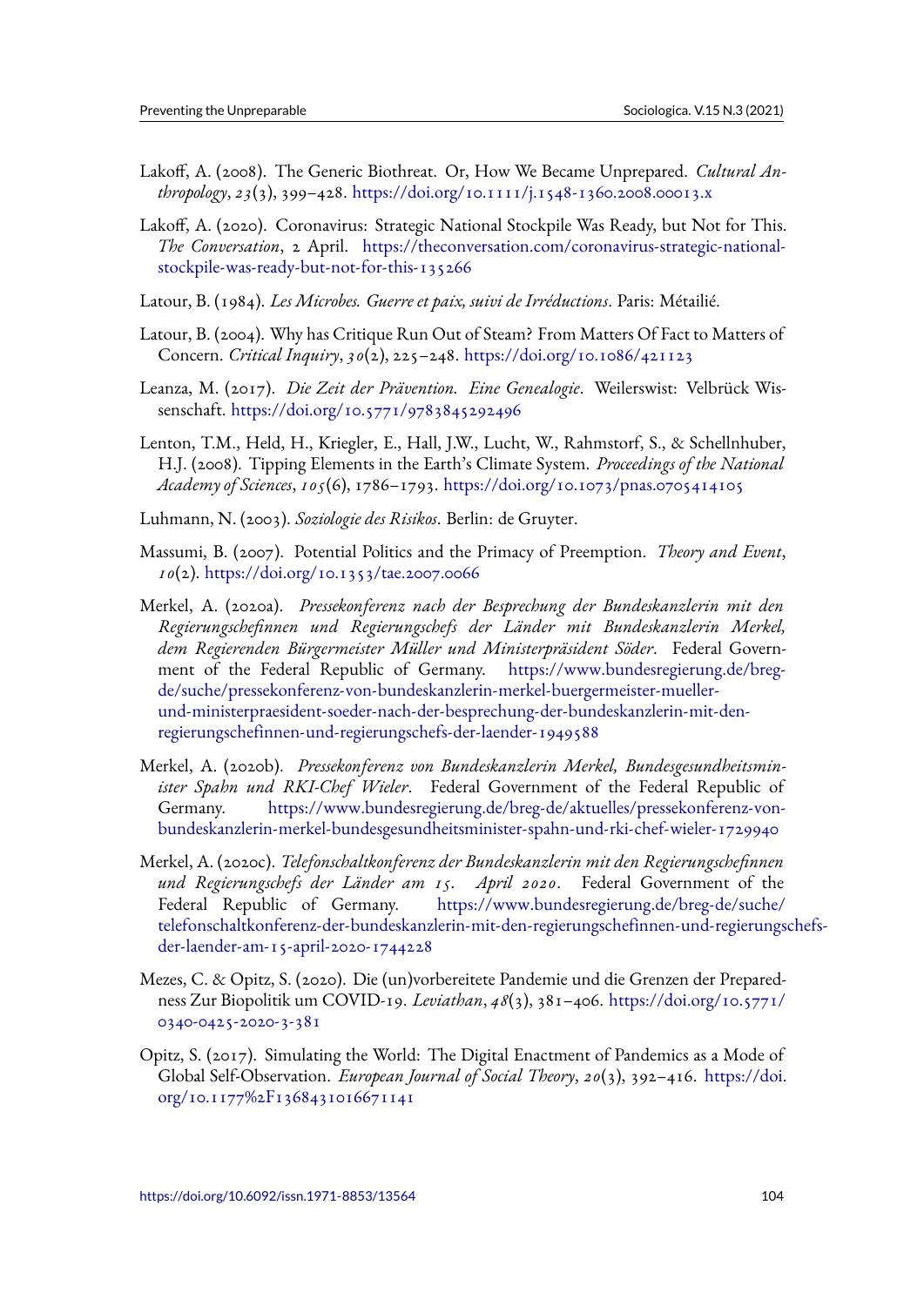Lakoff, A. (2008). The Generic Biothreat. Or, How We Became Unprepared. *Cultural Anthropology*, *23*(3), 399–428. https://doi.org/10.1111/j.1548-1360.2008.00013.x

Lakoff, A. (2020). Coronavirus: Strategic National Stockpile Was Ready, but Not for This. *The Conversation*, 2 April. https://theconversation.com/coronavirus-strategic-national-stockpile-was-ready-but-not-for-this-135266

Latour, B. (1984). *Les Microbes. Guerre et paix, suivi de Irréductions*. Paris: Métailié.

Latour, B. (2004). Why has Critique Run Out of Steam? From Matters Of Fact to Matters of Concern. *Critical Inquiry*, *30*(2), 225–248. https://doi.org/10.1086/421123

Leanza, M. (2017). *Die Zeit der Prävention. Eine Genealogie*. Weilerswist: Velbrück Wissenschaft. https://doi.org/10.5771/9783845292496

Lenton, T.M., Held, H., Kriegler, E., Hall, J.W., Lucht, W., Rahmstorf, S., & Schellnhuber, H.J. (2008). Tipping Elements in the Earth's Climate System. *Proceedings of the National Academy of Sciences*, *105*(6), 1786–1793. https://doi.org/10.1073/pnas.0705414105

Luhmann, N. (2003). *Soziologie des Risikos*. Berlin: de Gruyter.

Massumi, B. (2007). Potential Politics and the Primacy of Preemption. *Theory and Event*, *10*(2). https://doi.org/10.1353/tae.2007.0066

Merkel, A. (2020a). *Pressekonferenz nach der Besprechung der Bundeskanzlerin mit den Regierungschefinnen und Regierungschefs der Länder mit Bundeskanzlerin Merkel, dem Regierenden Bürgermeister Müller und Ministerpräsident Söder*. Federal Government of the Federal Republic of Germany. https://www.bundesregierung.de/breg-de/suche/pressekonferenz-von-bundeskanzlerin-merkel-buergermeister-mueller-und-ministerpraesident-soeder-nach-der-besprechung-der-bundeskanzlerin-mit-den-regierungschefinnen-und-regierungschefs-der-laender-1949588

Merkel, A. (2020b). *Pressekonferenz von Bundeskanzlerin Merkel, Bundesgesundheitsminister Spahn und RKI-Chef Wieler*. Federal Government of the Federal Republic of Germany. https://www.bundesregierung.de/breg-de/aktuelles/pressekonferenz-von-bundeskanzlerin-merkel-bundesgesundheitsminister-spahn-und-rki-chef-wieler-1729940

Merkel, A. (2020c). *Telefonschaltkonferenz der Bundeskanzlerin mit den Regierungschefinnen und Regierungschefs der Länder am 15. April 2020*. Federal Government of the Federal Republic of Germany. https://www.bundesregierung.de/breg-de/suche/telefonschaltkonferenz-der-bundeskanzlerin-mit-den-regierungschefinnen-und-regierungschefs-der-laender-am-15-april-2020-1744228

Mezes, C. & Opitz, S. (2020). Die (un)vorbereitete Pandemie und die Grenzen der Preparedness Zur Biopolitik um COVID-19. *Leviathan*, *48*(3), 381–406. https://doi.org/10.5771/0340-0425-2020-3-381

Opitz, S. (2017). Simulating the World: The Digital Enactment of Pandemics as a Mode of Global Self-Observation. *European Journal of Social Theory*, *20*(3), 392–416. https://doi.org/10.1177%2F1368431016671141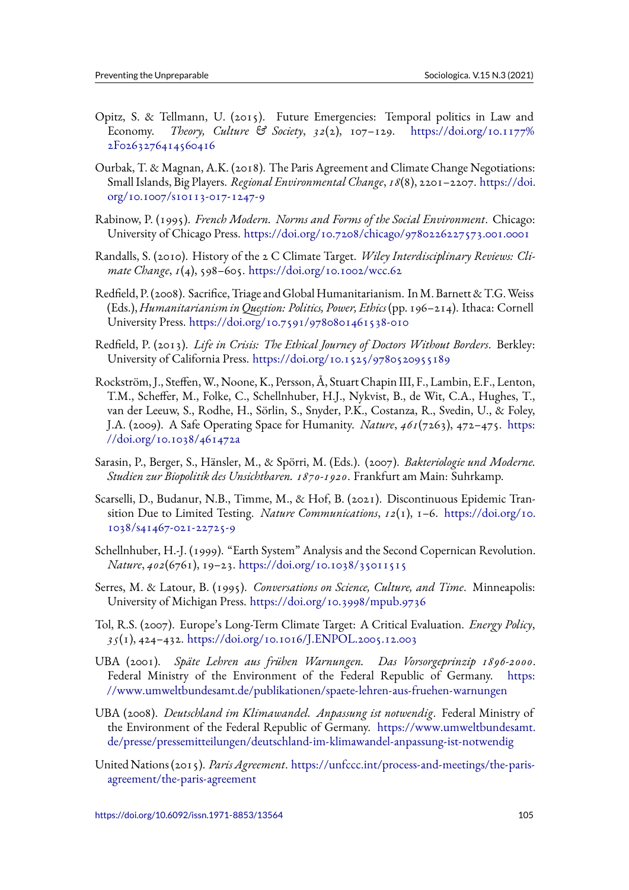Opitz, S. & Tellmann, U. (2015). Future Emergencies: Temporal politics in Law and Economy. *Theory, Culture & Society*, *32*(2), 107–129. https://doi.org/10.1177%2F0263276414560416

Ourbak, T. & Magnan, A.K. (2018). The Paris Agreement and Climate Change Negotiations: Small Islands, Big Players. *Regional Environmental Change*, *18*(8), 2201–2207. https://doi.org/10.1007/s10113-017-1247-9

Rabinow, P. (1995). *French Modern. Norms and Forms of the Social Environment*. Chicago: University of Chicago Press. https://doi.org/10.7208/chicago/9780226227573.001.0001

Randalls, S. (2010). History of the 2 C Climate Target. *Wiley Interdisciplinary Reviews: Climate Change*, *1*(4), 598–605. https://doi.org/10.1002/wcc.62

Redfield, P. (2008). Sacrifice, Triage and Global Humanitarianism. In M. Barnett & T.G. Weiss (Eds.), *Humanitarianism in Question: Politics, Power, Ethics* (pp. 196–214). Ithaca: Cornell University Press. https://doi.org/10.7591/9780801461538-010

Redfield, P. (2013). *Life in Crisis: The Ethical Journey of Doctors Without Borders*. Berkley: University of California Press. https://doi.org/10.1525/9780520955189

Rockström, J., Steffen, W., Noone, K., Persson, Å., Stuart Chapin III, F., Lambin, E.F., Lenton, T.M., Scheffer, M., Folke, C., Schellnhuber, H.J., Nykvist, B., de Wit, C.A., Hughes, T., van der Leeuw, S., Rodhe, H., Sörlin, S., Snyder, P.K., Costanza, R., Svedin, U., & Foley, J.A. (2009). A Safe Operating Space for Humanity. *Nature*, *461*(7263), 472–475. https://doi.org/10.1038/461472a

Sarasin, P., Berger, S., Hänsler, M., & Spörri, M. (Eds.). (2007). *Bakteriologie und Moderne. Studien zur Biopolitik des Unsichtbaren. 1870-1920*. Frankfurt am Main: Suhrkamp.

Scarselli, D., Budanur, N.B., Timme, M., & Hof, B. (2021). Discontinuous Epidemic Transition Due to Limited Testing. *Nature Communications*, *12*(1), 1–6. https://doi.org/10.1038/s41467-021-22725-9

Schellnhuber, H.-J. (1999). "Earth System" Analysis and the Second Copernican Revolution. *Nature*, *402*(6761), 19–23. https://doi.org/10.1038/35011515

Serres, M. & Latour, B. (1995). *Conversations on Science, Culture, and Time*. Minneapolis: University of Michigan Press. https://doi.org/10.3998/mpub.9736

Tol, R.S. (2007). Europe's Long-Term Climate Target: A Critical Evaluation. *Energy Policy*, *35*(1), 424–432. https://doi.org/10.1016/J.ENPOL.2005.12.003

UBA (2001). *Späte Lehren aus frühen Warnungen. Das Vorsorgeprinzip 1896-2000*. Federal Ministry of the Environment of the Federal Republic of Germany. https://www.umweltbundesamt.de/publikationen/spaete-lehren-aus-fruehen-warnungen

UBA (2008). *Deutschland im Klimawandel. Anpassung ist notwendig*. Federal Ministry of the Environment of the Federal Republic of Germany. https://www.umweltbundesamt.de/presse/pressemitteilungen/deutschland-im-klimawandel-anpassung-ist-notwendig

United Nations (2015). *Paris Agreement*. https://unfccc.int/process-and-meetings/the-paris-agreement/the-paris-agreement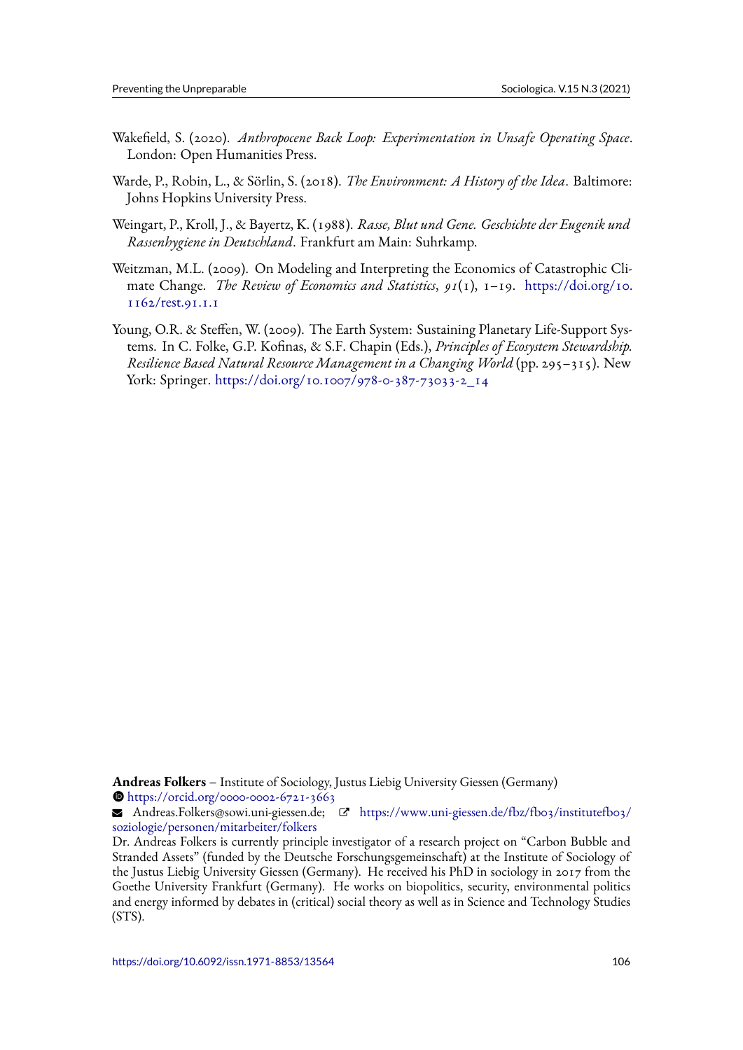Wakefield, S. (2020). *Anthropocene Back Loop: Experimentation in Unsafe Operating Space*. London: Open Humanities Press.

Warde, P., Robin, L., & Sörlin, S. (2018). *The Environment: A History of the Idea*. Baltimore: Johns Hopkins University Press.

Weingart, P., Kroll, J., & Bayertz, K. (1988). *Rasse, Blut und Gene. Geschichte der Eugenik und Rassenhygiene in Deutschland*. Frankfurt am Main: Suhrkamp.

Weitzman, M.L. (2009). On Modeling and Interpreting the Economics of Catastrophic Climate Change. *The Review of Economics and Statistics*, *91*(1), 1–19. https://doi.org/10.1162/rest.91.1.1

Young, O.R. & Steffen, W. (2009). The Earth System: Sustaining Planetary Life-Support Systems. In C. Folke, G.P. Kofinas, & S.F. Chapin (Eds.), *Principles of Ecosystem Stewardship. Resilience Based Natural Resource Management in a Changing World* (pp. 295–315). New York: Springer. https://doi.org/10.1007/978-0-387-73033-2_14

**Andreas Folkers** – Institute of Sociology, Justus Liebig University Giessen (Germany)

https://orcid.org/0000-0002-6721-3663

Andreas.Folkers@sowi.uni-giessen.de; https://www.uni-giessen.de/fbz/fb03/institutefb03/soziologie/personen/mitarbeiter/folkers

Dr. Andreas Folkers is currently principle investigator of a research project on "Carbon Bubble and Stranded Assets" (funded by the Deutsche Forschungsgemeinschaft) at the Institute of Sociology of the Justus Liebig University Giessen (Germany). He received his PhD in sociology in 2017 from the Goethe University Frankfurt (Germany). He works on biopolitics, security, environmental politics and energy informed by debates in (critical) social theory as well as in Science and Technology Studies (STS).